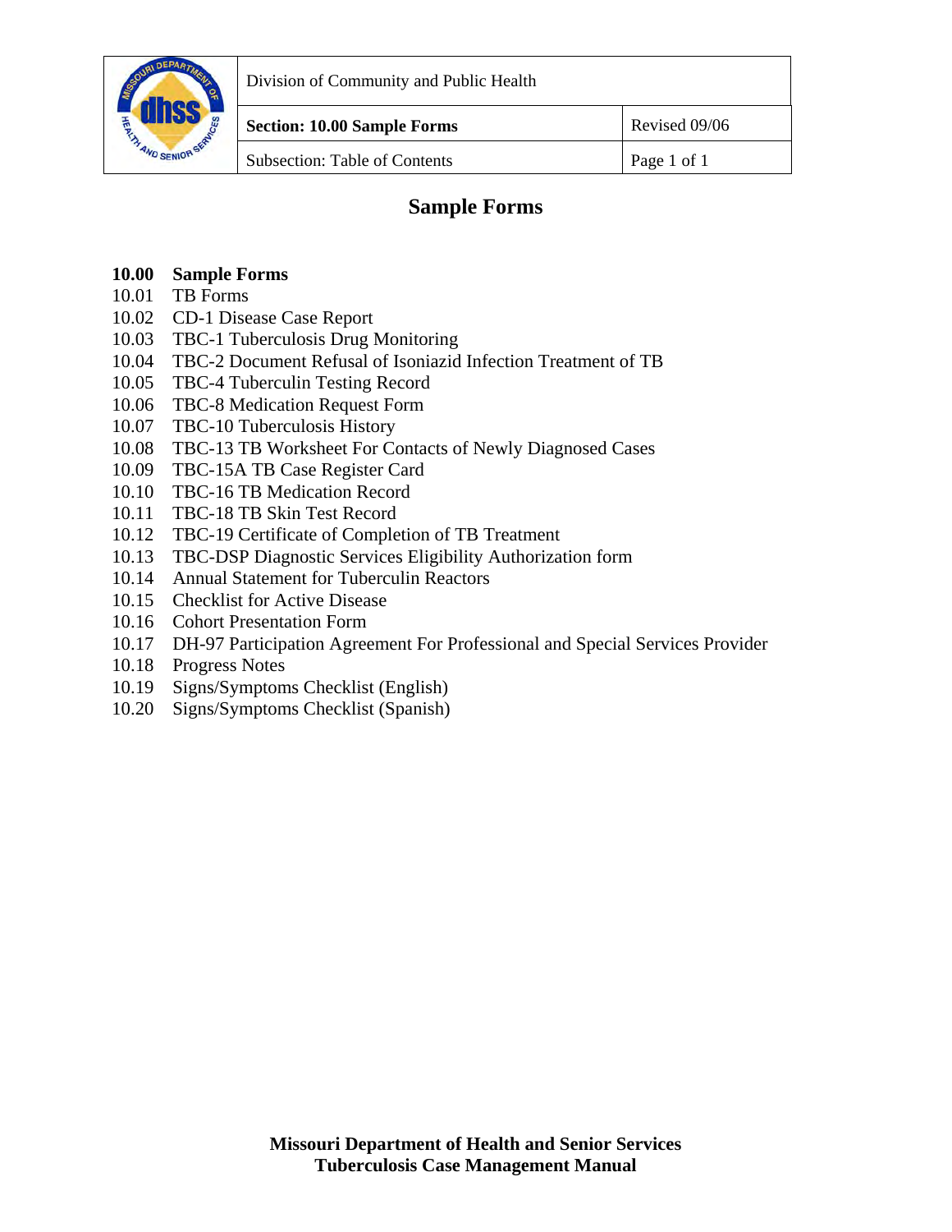| | Division of Community and Public Health | |
|---|---|---|
| | **Section: 10.00 Sample Forms** | Revised 09/06 |
| | Subsection: Table of Contents | |

# Sample Forms

**10.00 Sample Forms**
10.01 TB Forms
10.02 CD-1 Disease Case Report
10.03 TBC-1 Tuberculosis Drug Monitoring
10.04 TBC-2 Document Refusal of Isoniazid Infection Treatment of TB
10.05 TBC-4 Tuberculin Testing Record
10.06 TBC-8 Medication Request Form
10.07 TBC-10 Tuberculosis History
10.08 TBC-13 TB Worksheet For Contacts of Newly Diagnosed Cases
10.09 TBC-15A TB Case Register Card
10.10 TBC-16 TB Medication Record
10.11 TBC-18 TB Skin Test Record
10.12 TBC-19 Certificate of Completion of TB Treatment
10.13 TBC-DSP Diagnostic Services Eligibility Authorization form
10.14 Annual Statement for Tuberculin Reactors
10.15 Checklist for Active Disease
10.16 Cohort Presentation Form
10.17 DH-97 Participation Agreement For Professional and Special Services Provider
10.18 Progress Notes
10.19 Signs/Symptoms Checklist (English)
10.20 Signs/Symptoms Checklist (Spanish)

**Missouri Department of Health and Senior Services**
**Tuberculosis Case Management Manual**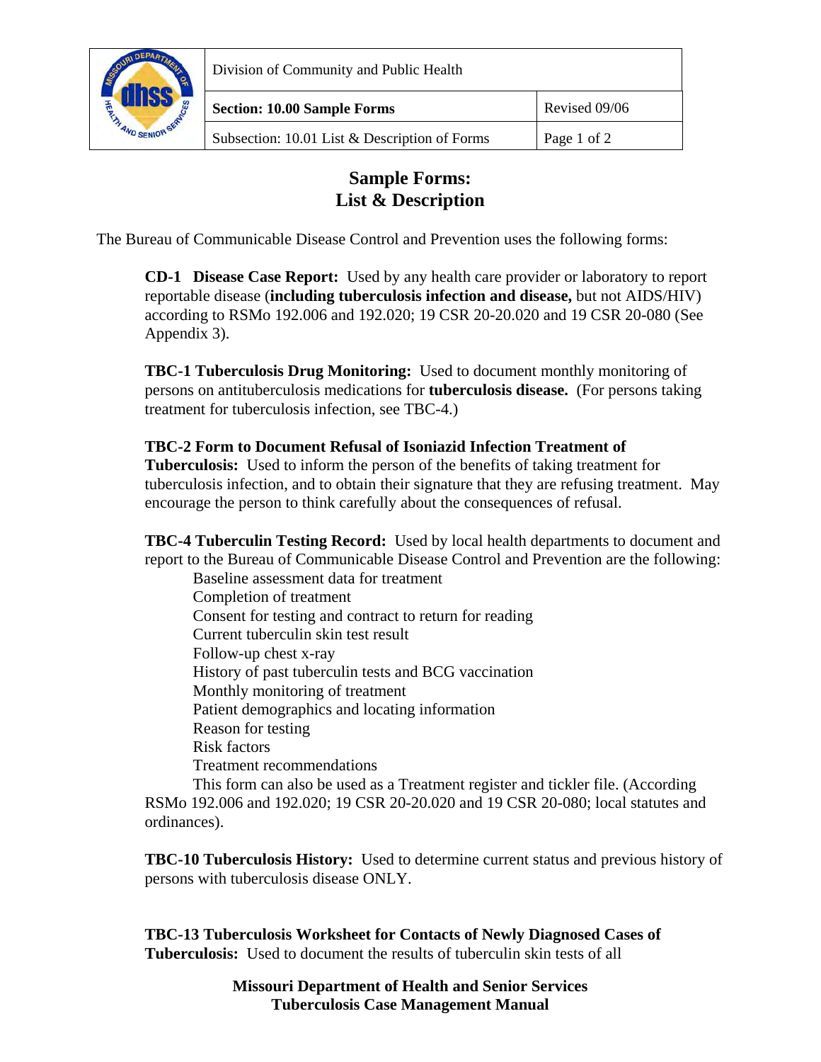# Sample Forms: List & Description

The Bureau of Communicable Disease Control and Prevention uses the following forms:

**CD-1 Disease Case Report:** Used by any health care provider or laboratory to report reportable disease (**including tuberculosis infection and disease,** but not AIDS/HIV) according to RSMo 192.006 and 192.020; 19 CSR 20-20.020 and 19 CSR 20-080 (See Appendix 3).

**TBC-1 Tuberculosis Drug Monitoring:** Used to document monthly monitoring of persons on antituberculosis medications for **tuberculosis disease.** (For persons taking treatment for tuberculosis infection, see TBC-4.)

**TBC-2 Form to Document Refusal of Isoniazid Infection Treatment of Tuberculosis:** Used to inform the person of the benefits of taking treatment for tuberculosis infection, and to obtain their signature that they are refusing treatment. May encourage the person to think carefully about the consequences of refusal.

**TBC-4 Tuberculin Testing Record:** Used by local health departments to document and report to the Bureau of Communicable Disease Control and Prevention are the following:

- Baseline assessment data for treatment
- Completion of treatment
- Consent for testing and contract to return for reading
- Current tuberculin skin test result
- Follow-up chest x-ray
- History of past tuberculin tests and BCG vaccination
- Monthly monitoring of treatment
- Patient demographics and locating information
- Reason for testing
- Risk factors
- Treatment recommendations

This form can also be used as a Treatment register and tickler file. (According RSMo 192.006 and 192.020; 19 CSR 20-20.020 and 19 CSR 20-080; local statutes and ordinances).

**TBC-10 Tuberculosis History:** Used to determine current status and previous history of persons with tuberculosis disease ONLY.

**TBC-13 Tuberculosis Worksheet for Contacts of Newly Diagnosed Cases of Tuberculosis:** Used to document the results of tuberculin skin tests of all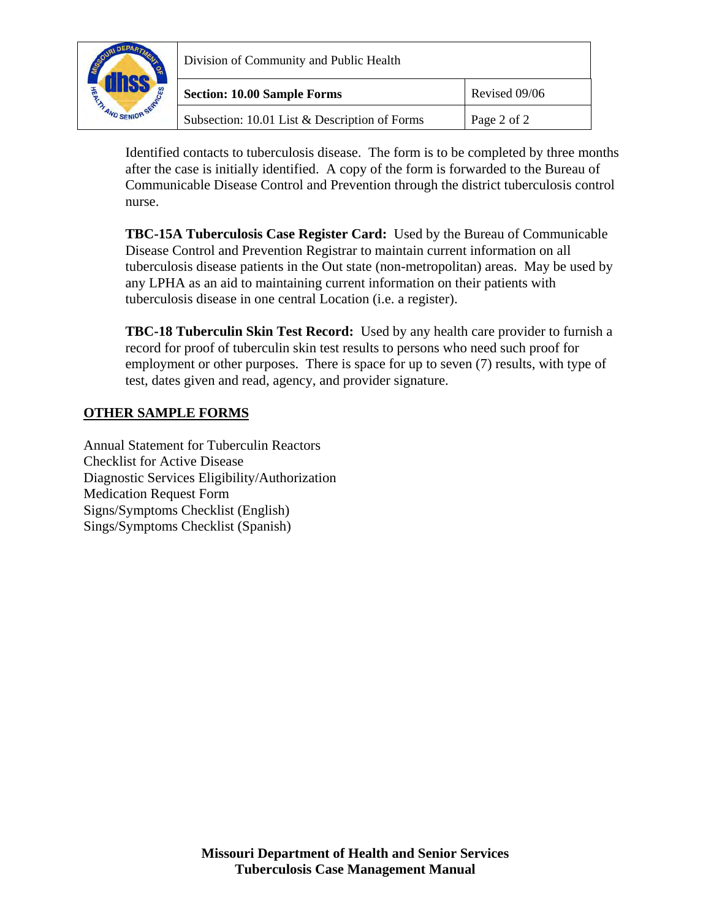Identified contacts to tuberculosis disease. The form is to be completed by three months after the case is initially identified. A copy of the form is forwarded to the Bureau of Communicable Disease Control and Prevention through the district tuberculosis control nurse.

**TBC-15A Tuberculosis Case Register Card:** Used by the Bureau of Communicable Disease Control and Prevention Registrar to maintain current information on all tuberculosis disease patients in the Out state (non-metropolitan) areas. May be used by any LPHA as an aid to maintaining current information on their patients with tuberculosis disease in one central Location (i.e. a register).

**TBC-18 Tuberculin Skin Test Record:** Used by any health care provider to furnish a record for proof of tuberculin skin test results to persons who need such proof for employment or other purposes. There is space for up to seven (7) results, with type of test, dates given and read, agency, and provider signature.

## OTHER SAMPLE FORMS

Annual Statement for Tuberculin Reactors
Checklist for Active Disease
Diagnostic Services Eligibility/Authorization
Medication Request Form
Signs/Symptoms Checklist (English)
Sings/Symptoms Checklist (Spanish)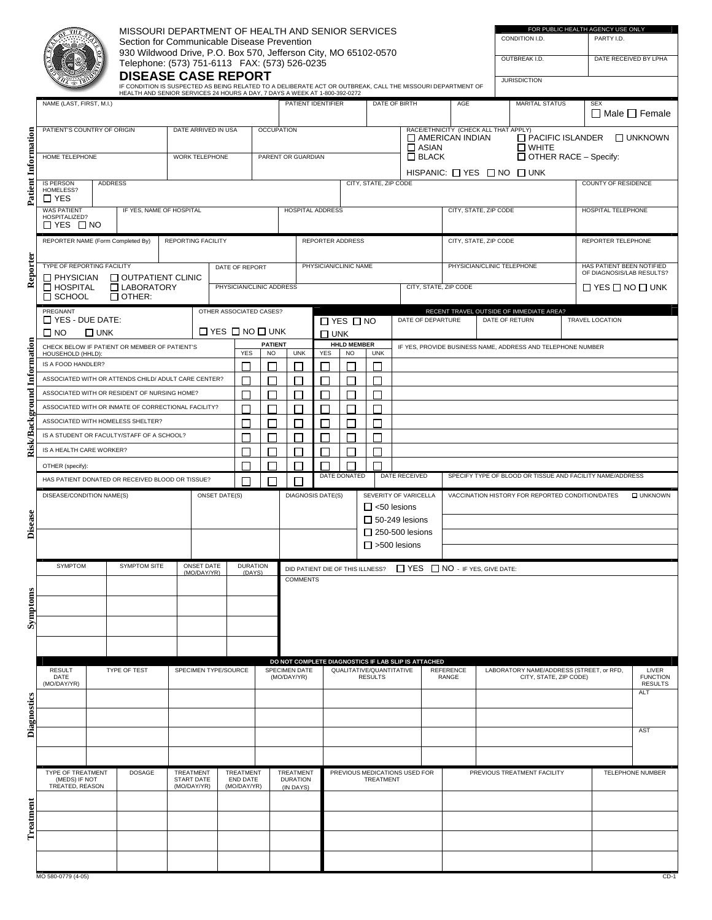# MISSOURI DEPARTMENT OF HEALTH AND SENIOR SERVICES

Section for Communicable Disease Prevention
930 Wildwood Drive, P.O. Box 570, Jefferson City, MO 65102-0570
Telephone: (573) 751-6113 FAX: (573) 526-0235

## DISEASE CASE REPORT

IF CONDITION IS SUSPECTED AS BEING RELATED TO A DELIBERATE ACT OR OUTBREAK, CALL THE MISSOURI DEPARTMENT OF HEALTH AND SENIOR SERVICES 24 HOURS A DAY, 7 DAYS A WEEK AT 1-800-392-0272

| FOR PUBLIC HEALTH AGENCY USE ONLY | |
|---|---|
| CONDITION I.D. | PARTY I.D. |
| OUTBREAK I.D. | DATE RECEIVED BY LPHA |
| JURISDICTION | |

### Patient Information

| NAME (LAST, FIRST, M.I.) | PATIENT IDENTIFIER | DATE OF BIRTH | AGE | MARITAL STATUS | SEX ☐ Male ☐ Female |
|---|---|---|---|---|---|

| PATIENT'S COUNTRY OF ORIGIN | DATE ARRIVED IN USA | OCCUPATION | RACE/ETHNICITY (CHECK ALL THAT APPLY) ☐ AMERICAN INDIAN ☐ ASIAN ☐ BLACK ☐ PACIFIC ISLANDER ☐ WHITE ☐ OTHER RACE – Specify: ☐ UNKNOWN |
|---|---|---|---|
| HOME TELEPHONE | WORK TELEPHONE | PARENT OR GUARDIAN | HISPANIC: ☐ YES ☐ NO ☐ UNK |

| IS PERSON HOMELESS? ☐ YES | ADDRESS | CITY, STATE, ZIP CODE | COUNTY OF RESIDENCE |
|---|---|---|---|

| WAS PATIENT HOSPITALIZED? ☐ YES ☐ NO | IF YES, NAME OF HOSPITAL | HOSPITAL ADDRESS | CITY, STATE, ZIP CODE | HOSPITAL TELEPHONE |
|---|---|---|---|---|

### Reporter

| REPORTER NAME (Form Completed By) | REPORTING FACILITY | REPORTER ADDRESS | CITY, STATE, ZIP CODE | REPORTER TELEPHONE |
|---|---|---|---|---|

| TYPE OF REPORTING FACILITY ☐ PHYSICIAN ☐ OUTPATIENT CLINIC ☐ HOSPITAL ☐ LABORATORY ☐ SCHOOL ☐ OTHER: | DATE OF REPORT | PHYSICIAN/CLINIC NAME | PHYSICIAN/CLINIC TELEPHONE | HAS PATIENT BEEN NOTIFIED OF DIAGNOSIS/LAB RESULTS? ☐ YES ☐ NO ☐ UNK |
|---|---|---|---|---|
| | PHYSICIAN/CLINIC ADDRESS | | CITY, STATE, ZIP CODE | |

### Risk/Background Information

| PREGNANT ☐ YES - DUE DATE: ☐ NO ☐ UNK | OTHER ASSOCIATED CASES? ☐ YES ☐ NO ☐ UNK | RECENT TRAVEL OUTSIDE OF IMMEDIATE AREA? ☐ YES ☐ NO ☐ UNK | DATE OF DEPARTURE | DATE OF RETURN | TRAVEL LOCATION |
|---|---|---|---|---|---|

| CHECK BELOW IF PATIENT OR MEMBER OF PATIENT'S HOUSEHOLD (HHLD): | PATIENT YES | PATIENT NO | PATIENT UNK | HHLD MEMBER YES | HHLD MEMBER NO | HHLD MEMBER UNK | IF YES, PROVIDE BUSINESS NAME, ADDRESS AND TELEPHONE NUMBER |
|---|---|---|---|---|---|---|---|
| IS A FOOD HANDLER? | ☐ | ☐ | ☐ | ☐ | ☐ | ☐ | |
| ASSOCIATED WITH OR ATTENDS CHILD/ ADULT CARE CENTER? | ☐ | ☐ | ☐ | ☐ | ☐ | ☐ | |
| ASSOCIATED WITH OR RESIDENT OF NURSING HOME? | ☐ | ☐ | ☐ | ☐ | ☐ | ☐ | |
| ASSOCIATED WITH OR INMATE OF CORRECTIONAL FACILITY? | ☐ | ☐ | ☐ | ☐ | ☐ | ☐ | |
| ASSOCIATED WITH HOMELESS SHELTER? | ☐ | ☐ | ☐ | ☐ | ☐ | ☐ | |
| IS A STUDENT OR FACULTY/STAFF OF A SCHOOL? | ☐ | ☐ | ☐ | ☐ | ☐ | ☐ | |
| IS A HEALTH CARE WORKER? | ☐ | ☐ | ☐ | ☐ | ☐ | ☐ | |
| OTHER (specify): | ☐ | ☐ | ☐ | ☐ | ☐ | ☐ | |
| HAS PATIENT DONATED OR RECEIVED BLOOD OR TISSUE? | ☐ | ☐ | ☐ | DATE DONATED | | DATE RECEIVED | SPECIFY TYPE OF BLOOD OR TISSUE AND FACILITY NAME/ADDRESS |

### Disease

| DISEASE/CONDITION NAME(S) | ONSET DATE(S) | DIAGNOSIS DATE(S) | SEVERITY OF VARICELLA | VACCINATION HISTORY FOR REPORTED CONDITION/DATES ☐ UNKNOWN |
|---|---|---|---|---|
| | | | ☐ <50 lesions | |
| | | | ☐ 50-249 lesions | |
| | | | ☐ 250-500 lesions | |
| | | | ☐ >500 lesions | |

### Symptoms

| SYMPTOM | SYMPTOM SITE | ONSET DATE (MO/DAY/YR) | DURATION (DAYS) | DID PATIENT DIE OF THIS ILLNESS? ☐ YES ☐ NO - IF YES, GIVE DATE: |
|---|---|---|---|---|
| | | | | COMMENTS |
| | | | | |
| | | | | |
| | | | | |

### Diagnostics

DO NOT COMPLETE DIAGNOSTICS IF LAB SLIP IS ATTACHED

| RESULT DATE (MO/DAY/YR) | TYPE OF TEST | SPECIMEN TYPE/SOURCE | SPECIMEN DATE (MO/DAY/YR) | QUALITATIVE/QUANTITATIVE RESULTS | REFERENCE RANGE | LABORATORY NAME/ADDRESS (STREET, or RFD, CITY, STATE, ZIP CODE) | LIVER FUNCTION RESULTS |
|---|---|---|---|---|---|---|---|
| | | | | | | | ALT |
| | | | | | | | |
| | | | | | | | AST |
| | | | | | | | |

### Treatment

| TYPE OF TREATMENT (MEDS) IF NOT TREATED, REASON | DOSAGE | TREATMENT START DATE (MO/DAY/YR) | TREATMENT END DATE (MO/DAY/YR) | TREATMENT DURATION (IN DAYS) | PREVIOUS MEDICATIONS USED FOR TREATMENT | PREVIOUS TREATMENT FACILITY | TELEPHONE NUMBER |
|---|---|---|---|---|---|---|---|
| | | | | | | | |
| | | | | | | | |
| | | | | | | | |
| | | | | | | | |

MO 580-0779 (4-05) CD-1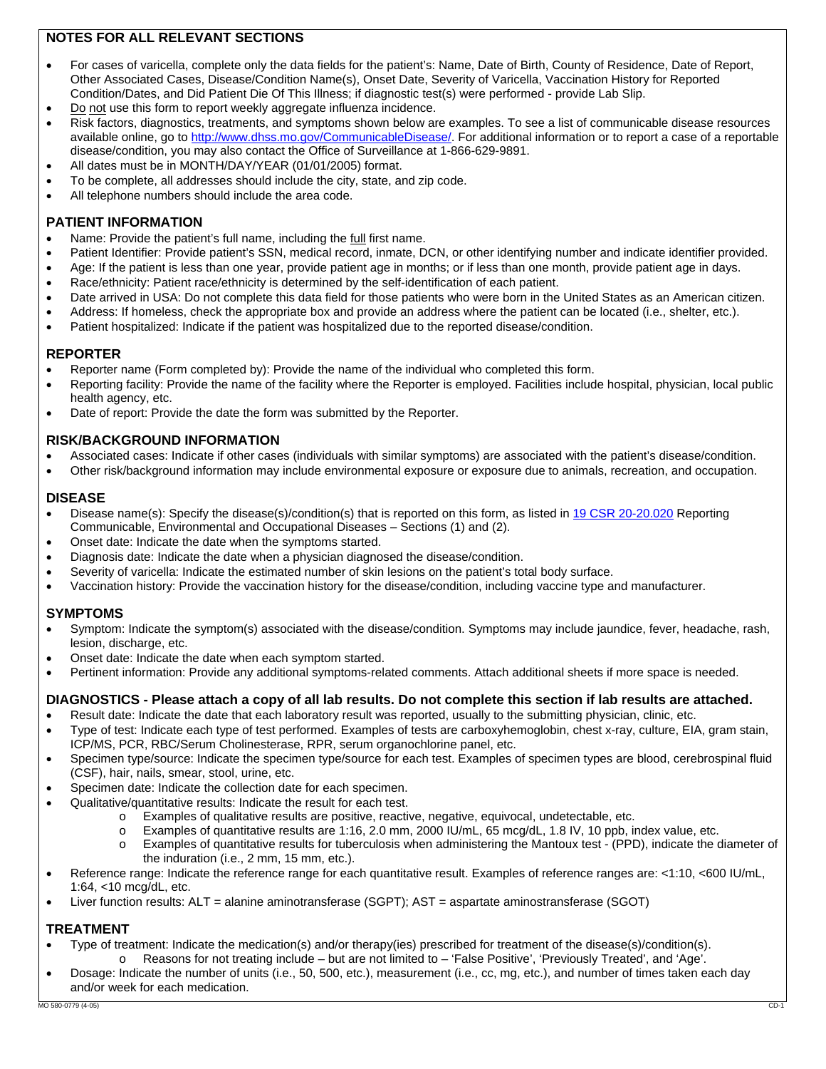## NOTES FOR ALL RELEVANT SECTIONS

- For cases of varicella, complete only the data fields for the patient's: Name, Date of Birth, County of Residence, Date of Report, Other Associated Cases, Disease/Condition Name(s), Onset Date, Severity of Varicella, Vaccination History for Reported Condition/Dates, and Did Patient Die Of This Illness; if diagnostic test(s) were performed - provide Lab Slip.
- Do not use this form to report weekly aggregate influenza incidence.
- Risk factors, diagnostics, treatments, and symptoms shown below are examples. To see a list of communicable disease resources available online, go to http://www.dhss.mo.gov/CommunicableDisease/. For additional information or to report a case of a reportable disease/condition, you may also contact the Office of Surveillance at 1-866-629-9891.
- All dates must be in MONTH/DAY/YEAR (01/01/2005) format.
- To be complete, all addresses should include the city, state, and zip code.
- All telephone numbers should include the area code.

## PATIENT INFORMATION

- Name: Provide the patient's full name, including the full first name.
- Patient Identifier: Provide patient's SSN, medical record, inmate, DCN, or other identifying number and indicate identifier provided.
- Age: If the patient is less than one year, provide patient age in months; or if less than one month, provide patient age in days.
- Race/ethnicity: Patient race/ethnicity is determined by the self-identification of each patient.
- Date arrived in USA: Do not complete this data field for those patients who were born in the United States as an American citizen.
- Address: If homeless, check the appropriate box and provide an address where the patient can be located (i.e., shelter, etc.).
- Patient hospitalized: Indicate if the patient was hospitalized due to the reported disease/condition.

## REPORTER

- Reporter name (Form completed by): Provide the name of the individual who completed this form.
- Reporting facility: Provide the name of the facility where the Reporter is employed. Facilities include hospital, physician, local public health agency, etc.
- Date of report: Provide the date the form was submitted by the Reporter.

## RISK/BACKGROUND INFORMATION

- Associated cases: Indicate if other cases (individuals with similar symptoms) are associated with the patient's disease/condition.
- Other risk/background information may include environmental exposure or exposure due to animals, recreation, and occupation.

## DISEASE

- Disease name(s): Specify the disease(s)/condition(s) that is reported on this form, as listed in 19 CSR 20-20.020 Reporting Communicable, Environmental and Occupational Diseases – Sections (1) and (2).
- Onset date: Indicate the date when the symptoms started.
- Diagnosis date: Indicate the date when a physician diagnosed the disease/condition.
- Severity of varicella: Indicate the estimated number of skin lesions on the patient's total body surface.
- Vaccination history: Provide the vaccination history for the disease/condition, including vaccine type and manufacturer.

## SYMPTOMS

- Symptom: Indicate the symptom(s) associated with the disease/condition. Symptoms may include jaundice, fever, headache, rash, lesion, discharge, etc.
- Onset date: Indicate the date when each symptom started.
- Pertinent information: Provide any additional symptoms-related comments. Attach additional sheets if more space is needed.

## DIAGNOSTICS - Please attach a copy of all lab results. Do not complete this section if lab results are attached.

- Result date: Indicate the date that each laboratory result was reported, usually to the submitting physician, clinic, etc.
- Type of test: Indicate each type of test performed. Examples of tests are carboxyhemoglobin, chest x-ray, culture, EIA, gram stain, ICP/MS, PCR, RBC/Serum Cholinesterase, RPR, serum organochlorine panel, etc.
- Specimen type/source: Indicate the specimen type/source for each test. Examples of specimen types are blood, cerebrospinal fluid (CSF), hair, nails, smear, stool, urine, etc.
- Specimen date: Indicate the collection date for each specimen.
- Qualitative/quantitative results: Indicate the result for each test.
  - Examples of qualitative results are positive, reactive, negative, equivocal, undetectable, etc.
  - Examples of quantitative results are 1:16, 2.0 mm, 2000 IU/mL, 65 mcg/dL, 1.8 IV, 10 ppb, index value, etc.
  - Examples of quantitative results for tuberculosis when administering the Mantoux test - (PPD), indicate the diameter of the induration (i.e., 2 mm, 15 mm, etc.).
- Reference range: Indicate the reference range for each quantitative result. Examples of reference ranges are: <1:10, <600 IU/mL, 1:64, <10 mcg/dL, etc.
- Liver function results: ALT = alanine aminotransferase (SGPT); AST = aspartate aminostransferase (SGOT)

## TREATMENT

- Type of treatment: Indicate the medication(s) and/or therapy(ies) prescribed for treatment of the disease(s)/condition(s).
  - Reasons for not treating include – but are not limited to – 'False Positive', 'Previously Treated', and 'Age'.
- Dosage: Indicate the number of units (i.e., 50, 500, etc.), measurement (i.e., cc, mg, etc.), and number of times taken each day and/or week for each medication.

MO 580-0779 (4-05) CD-1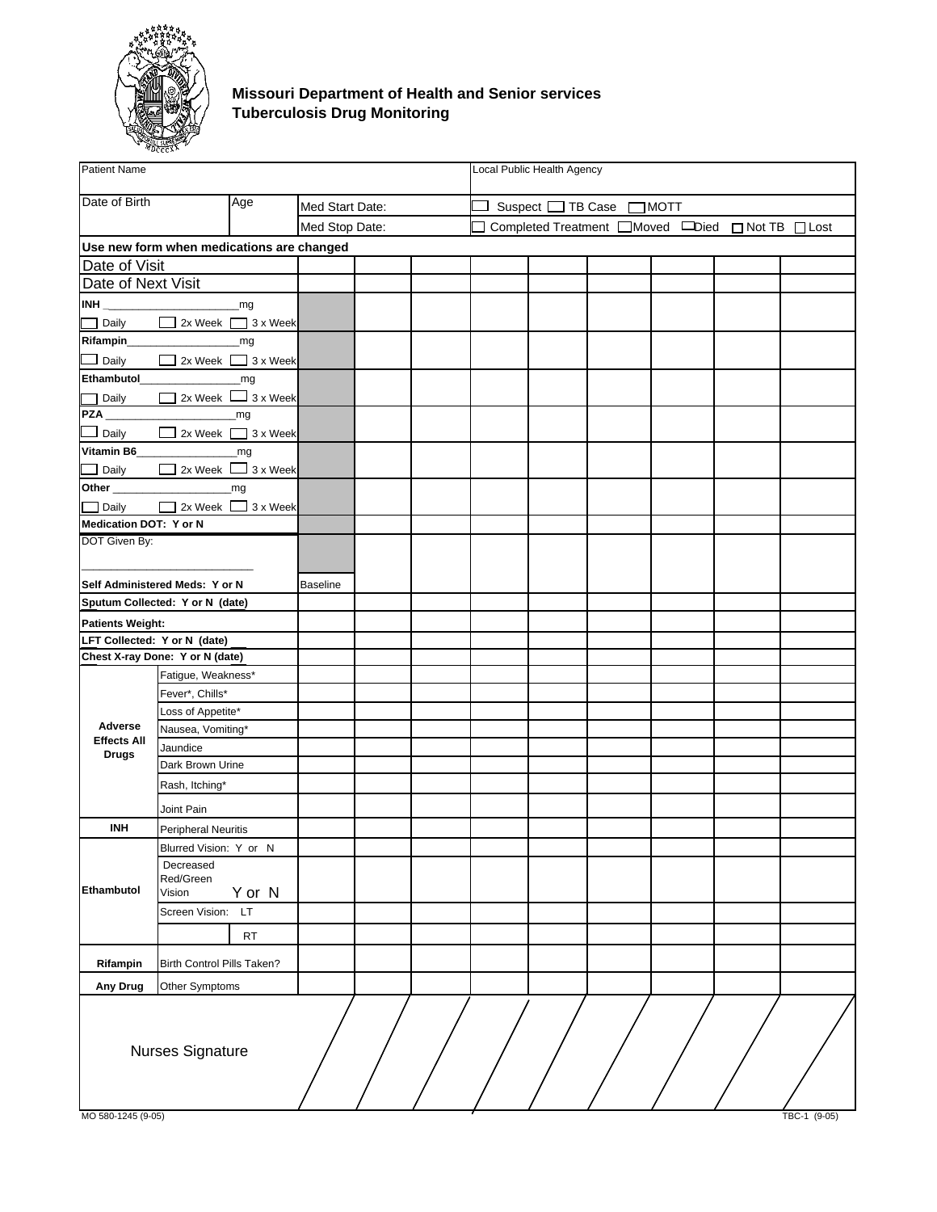## Missouri Department of Health and Senior services
## Tuberculosis Drug Monitoring

| Patient Name | | | Local Public Health Agency |
|---|---|---|---|
| Date of Birth | Age | Med Start Date: | ☐ Suspect ☐ TB Case ☐ MOTT |
| | | Med Stop Date: | ☐ Completed Treatment ☐ Moved ☐ Died ☐ Not TB ☐ Lost |

**Use new form when medications are changed**

| | | | | | | | | | | |
|---|---|---|---|---|---|---|---|---|---|---|
| Date of Visit | | | | | | | | | | |
| Date of Next Visit | | | | | | | | | | |
| **INH** ____________________mg ☐ Daily ☐ 2x Week ☐ 3 x Week | | | | | | | | | | |
| **Rifampin**__________________mg ☐ Daily ☐ 2x Week ☐ 3 x Week | | | | | | | | | | |
| **Ethambutol**________________mg ☐ Daily ☐ 2x Week ☐ 3 x Week | | | | | | | | | | |
| **PZA** ____________________mg ☐ Daily ☐ 2x Week ☐ 3 x Week | | | | | | | | | | |
| **Vitamin B6**_______________mg ☐ Daily ☐ 2x Week ☐ 3 x Week | | | | | | | | | | |
| **Other** __________________mg ☐ Daily ☐ 2x Week ☐ 3 x Week | | | | | | | | | | |
| **Medication DOT: Y or N** | | | | | | | | | | |
| DOT Given By: ________________________ **Self Administered Meds: Y or N** | Baseline | | | | | | | | | |
| **Sputum Collected: Y or N (date)** | | | | | | | | | | |
| **Patients Weight:** | | | | | | | | | | |
| **LFT Collected: Y or N (date)** | | | | | | | | | | |
| **Chest X-ray Done: Y or N (date)** | | | | | | | | | | |
| **Adverse Effects All Drugs** — Fatigue, Weakness* | | | | | | | | | | |
| Fever*, Chills* | | | | | | | | | | |
| Loss of Appetite* | | | | | | | | | | |
| Nausea, Vomiting* | | | | | | | | | | |
| Jaundice | | | | | | | | | | |
| Dark Brown Urine | | | | | | | | | | |
| Rash, Itching* | | | | | | | | | | |
| Joint Pain | | | | | | | | | | |
| **INH** — Peripheral Neuritis | | | | | | | | | | |
| **Ethambutol** — Blurred Vision: Y or N | | | | | | | | | | |
| Decreased Red/Green Vision Y or N | | | | | | | | | | |
| Screen Vision: LT | | | | | | | | | | |
| RT | | | | | | | | | | |
| **Rifampin** — Birth Control Pills Taken? | | | | | | | | | | |
| **Any Drug** — Other Symptoms | | | | | | | | | | |
| Nurses Signature | / | / | / | / | / | / | / | / | / | / |

MO 580-1245 (9-05) TBC-1 (9-05)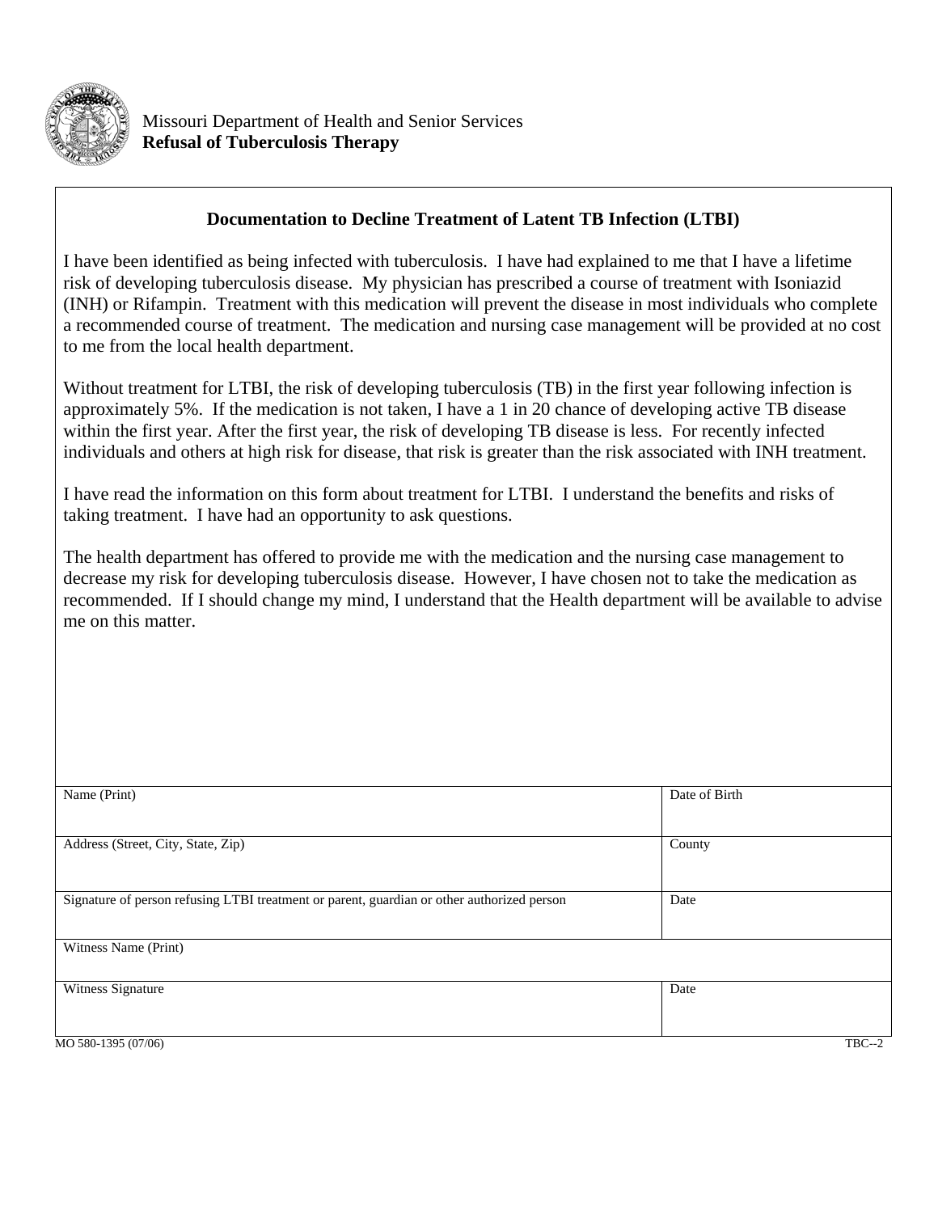Missouri Department of Health and Senior Services
**Refusal of Tuberculosis Therapy**

## Documentation to Decline Treatment of Latent TB Infection (LTBI)

I have been identified as being infected with tuberculosis. I have had explained to me that I have a lifetime risk of developing tuberculosis disease. My physician has prescribed a course of treatment with Isoniazid (INH) or Rifampin. Treatment with this medication will prevent the disease in most individuals who complete a recommended course of treatment. The medication and nursing case management will be provided at no cost to me from the local health department.

Without treatment for LTBI, the risk of developing tuberculosis (TB) in the first year following infection is approximately 5%. If the medication is not taken, I have a 1 in 20 chance of developing active TB disease within the first year. After the first year, the risk of developing TB disease is less. For recently infected individuals and others at high risk for disease, that risk is greater than the risk associated with INH treatment.

I have read the information on this form about treatment for LTBI. I understand the benefits and risks of taking treatment. I have had an opportunity to ask questions.

The health department has offered to provide me with the medication and the nursing case management to decrease my risk for developing tuberculosis disease. However, I have chosen not to take the medication as recommended. If I should change my mind, I understand that the Health department will be available to advise me on this matter.

| Name (Print) | Date of Birth |
|---|---|
| Address (Street, City, State, Zip) | County |
| Signature of person refusing LTBI treatment or parent, guardian or other authorized person | Date |
| Witness Name (Print) | |
| Witness Signature | Date |

MO 580-1395 (07/06) TBC--2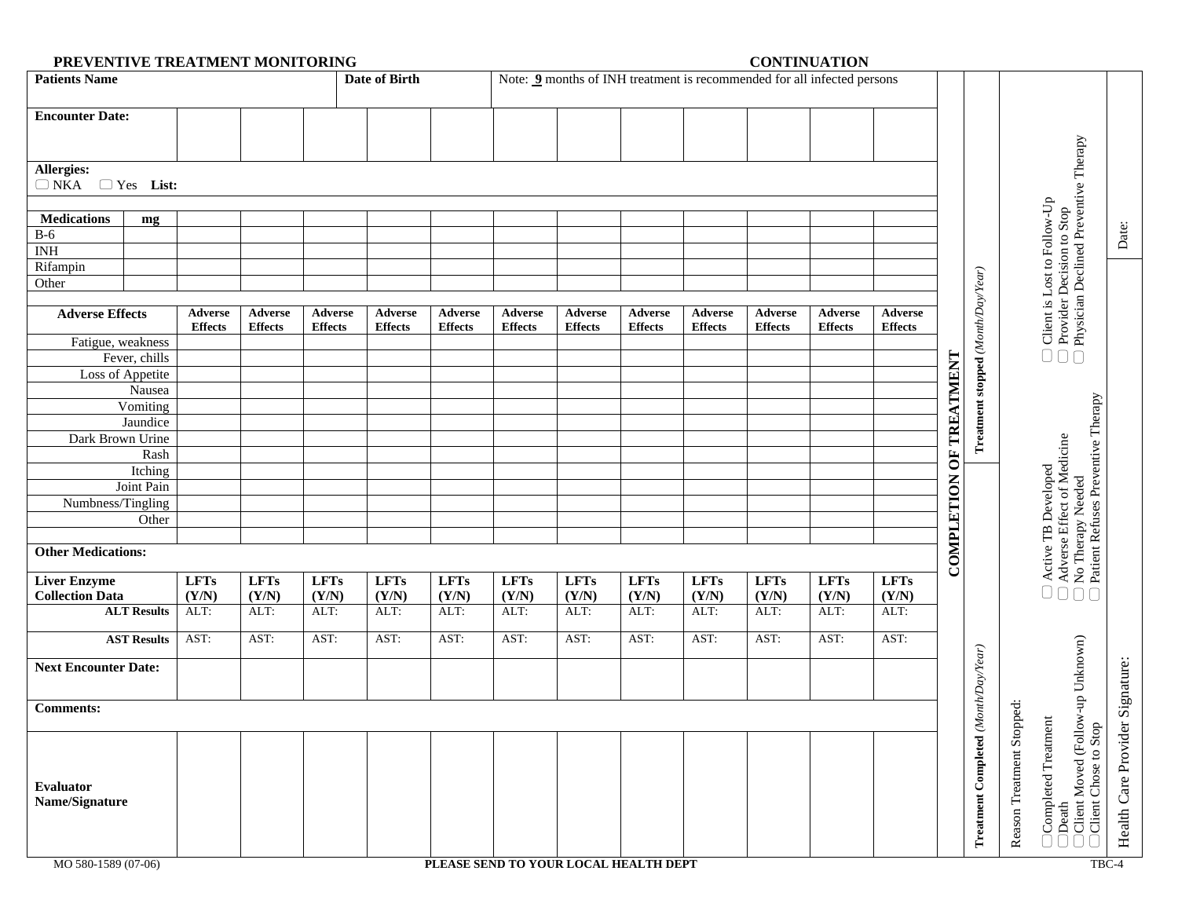## PREVENTIVE TREATMENT MONITORING — CONTINUATION

| **Patients Name** | | **Date of Birth** | | Note: **9** months of INH treatment is recommended for all infected persons | | | | | | | | |
|---|---|---|---|---|---|---|---|---|---|---|---|---|
| **Encounter Date:** | | | | | | | | | | | | |
| **Allergies:** ☐ NKA ☐ Yes **List:** | | | | | | | | | | | | |
| **Medications** | **mg** | | | | | | | | | | | |
| B-6 | | | | | | | | | | | | |
| INH | | | | | | | | | | | | |
| Rifampin | | | | | | | | | | | | |
| Other | | | | | | | | | | | | |
| **Adverse Effects** | | **Adverse Effects** | **Adverse Effects** | **Adverse Effects** | **Adverse Effects** | **Adverse Effects** | **Adverse Effects** | **Adverse Effects** | **Adverse Effects** | **Adverse Effects** | **Adverse Effects** | **Adverse Effects** | **Adverse Effects** |
| Fatigue, weakness | | | | | | | | | | | | | |
| Fever, chills | | | | | | | | | | | | | |
| Loss of Appetite | | | | | | | | | | | | | |
| Nausea | | | | | | | | | | | | | |
| Vomiting | | | | | | | | | | | | | |
| Jaundice | | | | | | | | | | | | | |
| Dark Brown Urine | | | | | | | | | | | | | |
| Rash | | | | | | | | | | | | | |
| Itching | | | | | | | | | | | | | |
| Joint Pain | | | | | | | | | | | | | |
| Numbness/Tingling | | | | | | | | | | | | | |
| Other | | | | | | | | | | | | | |
| **Other Medications:** | | | | | | | | | | | | | |
| **Liver Enzyme Collection Data** | | **LFTs (Y/N)** | **LFTs (Y/N)** | **LFTs (Y/N)** | **LFTs (Y/N)** | **LFTs (Y/N)** | **LFTs (Y/N)** | **LFTs (Y/N)** | **LFTs (Y/N)** | **LFTs (Y/N)** | **LFTs (Y/N)** | **LFTs (Y/N)** | **LFTs (Y/N)** |
| **ALT Results** | | ALT: | ALT: | ALT: | ALT: | ALT: | ALT: | ALT: | ALT: | ALT: | ALT: | ALT: | ALT: |
| **AST Results** | | AST: | AST: | AST: | AST: | AST: | AST: | AST: | AST: | AST: | AST: | AST: | AST: |
| **Next Encounter Date:** | | | | | | | | | | | | | |
| **Comments:** | | | | | | | | | | | | | |
| **Evaluator Name/Signature** | | | | | | | | | | | | | |

**COMPLETION OF TREATMENT**

**Treatment stopped** *(Month/Day/Year)*

☐ Client is Lost to Follow-Up
☐ Provider Decision to Stop
☐ Physician Declined Preventive Therapy
☐ Active TB Developed
☐ Adverse Effect of Medicine
☐ No Therapy Needed
☐ Patient Refuses Preventive Therapy

Date:

**Treatment Completed** *(Month/Day/Year)*

Reason Treatment Stopped:

☐ Completed Treatment
☐ Death
☐ Client Moved (Follow-up Unknown)
☐ Client Chose to Stop

Health Care Provider Signature:

MO 580-1589 (07-06) **PLEASE SEND TO YOUR LOCAL HEALTH DEPT** TBC-4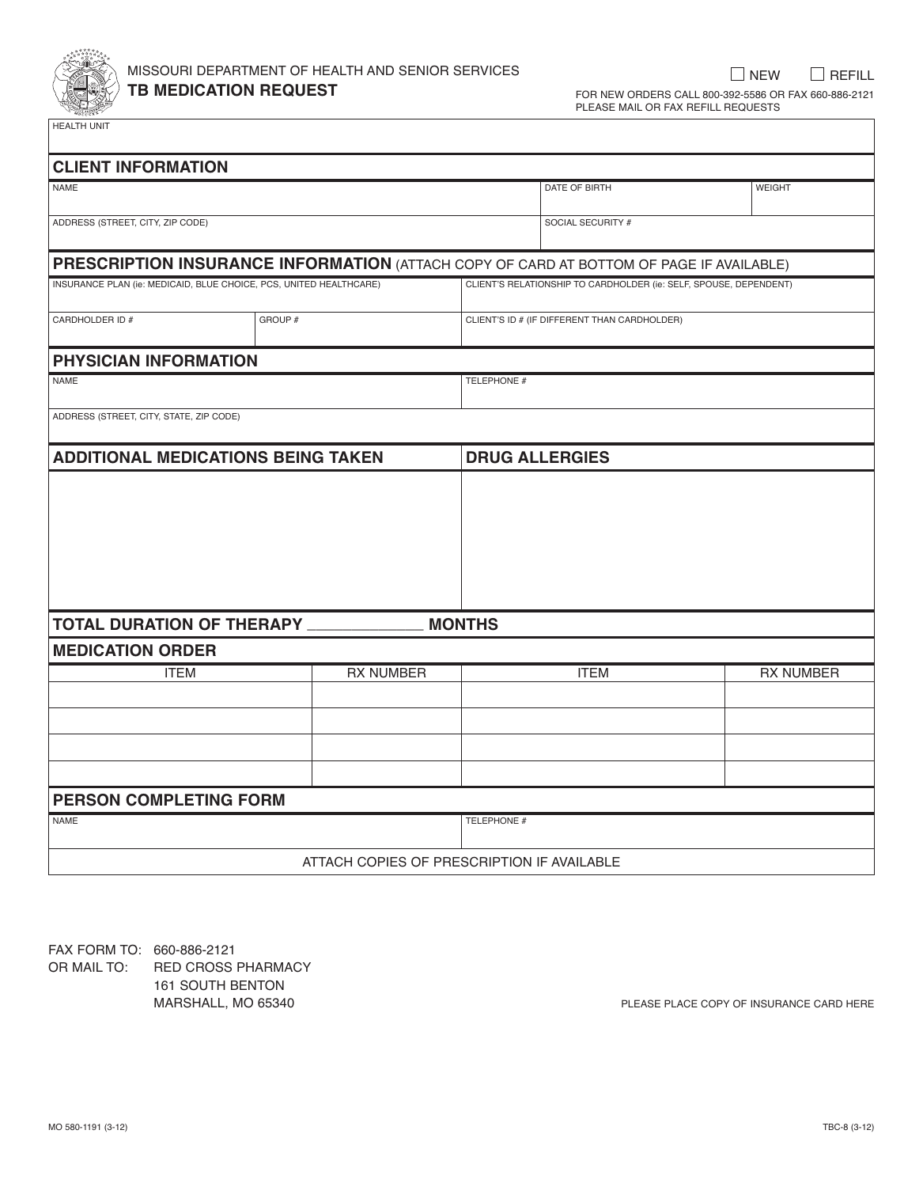MISSOURI DEPARTMENT OF HEALTH AND SENIOR SERVICES

# TB MEDICATION REQUEST

☐ NEW ☐ REFILL

FOR NEW ORDERS CALL 800-392-5586 OR FAX 660-886-2121
PLEASE MAIL OR FAX REFILL REQUESTS

| HEALTH UNIT |
|---|
| |

## CLIENT INFORMATION

| NAME | DATE OF BIRTH | WEIGHT |
|---|---|---|
| | | |
| ADDRESS (STREET, CITY, ZIP CODE) | SOCIAL SECURITY # | |
| | | |

## PRESCRIPTION INSURANCE INFORMATION (ATTACH COPY OF CARD AT BOTTOM OF PAGE IF AVAILABLE)

| INSURANCE PLAN (ie: MEDICAID, BLUE CHOICE, PCS, UNITED HEALTHCARE) | | CLIENT'S RELATIONSHIP TO CARDHOLDER (ie: SELF, SPOUSE, DEPENDENT) |
|---|---|---|
| | | |
| CARDHOLDER ID # | GROUP # | CLIENT'S ID # (IF DIFFERENT THAN CARDHOLDER) |
| | | |

## PHYSICIAN INFORMATION

| NAME | TELEPHONE # |
|---|---|
| | |
| ADDRESS (STREET, CITY, STATE, ZIP CODE) | |
| | |

| ADDITIONAL MEDICATIONS BEING TAKEN | DRUG ALLERGIES |
|---|---|
| | |

## TOTAL DURATION OF THERAPY ____________ MONTHS

## MEDICATION ORDER

| ITEM | RX NUMBER | ITEM | RX NUMBER |
|---|---|---|---|
| | | | |
| | | | |
| | | | |
| | | | |

## PERSON COMPLETING FORM

| NAME | TELEPHONE # |
|---|---|
| | |

ATTACH COPIES OF PRESCRIPTION IF AVAILABLE

FAX FORM TO: 660-886-2121
OR MAIL TO: RED CROSS PHARMACY
161 SOUTH BENTON
MARSHALL, MO 65340

PLEASE PLACE COPY OF INSURANCE CARD HERE

MO 580-1191 (3-12)

TBC-8 (3-12)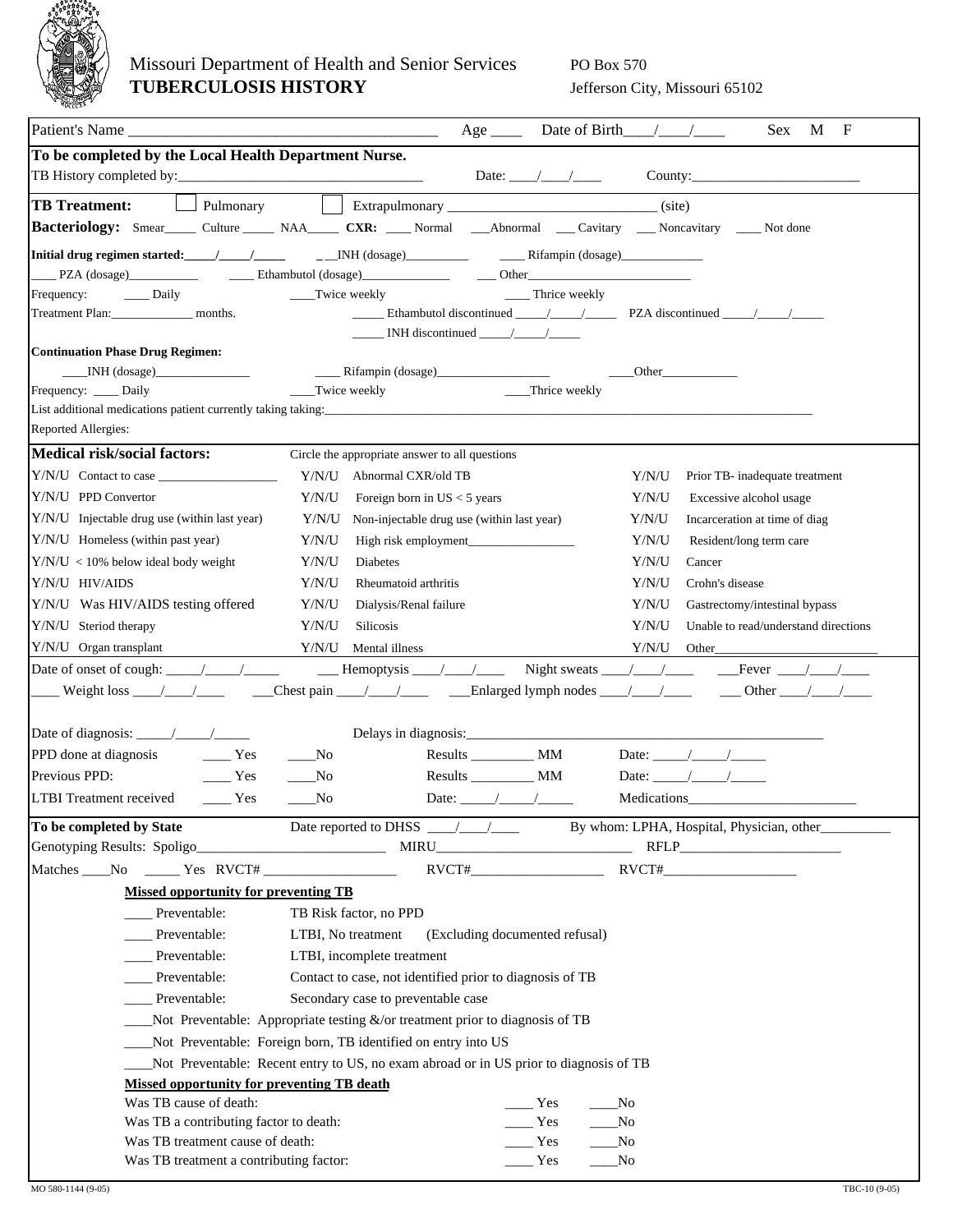Missouri Department of Health and Senior Services
**TUBERCULOSIS HISTORY**

PO Box 570
Jefferson City, Missouri 65102

Patient's Name ________________________________________ Age ____ Date of Birth____/____/____ Sex M F

**To be completed by the Local Health Department Nurse.**

TB History completed by:__________________________________ Date: ____/____/____ County:________________________

**TB Treatment:** ☐ Pulmonary ☐ Extrapulmonary ______________________________ (site)

**Bacteriology:** Smear_____ Culture _____ NAA_____ **CXR:** ____ Normal ___Abnormal ___ Cavitary ___ Noncavitary ____ Not done

**Initial drug regimen started:\_\_\_\_\_/\_\_\_\_\_/\_\_\_\_\_** ___INH (dosage)__________ ____ Rifampin (dosage)_____________

____ PZA (dosage)___________ ____ Ethambutol (dosage)______________ ___ Other_________________________

Frequency: ____ Daily ____Twice weekly ____ Thrice weekly

Treatment Plan:_____________ months. _____ Ethambutol discontinued _____/_____/_____ PZA discontinued _____/_____/_____

_____ INH discontinued _____/_____/_____

**Continuation Phase Drug Regimen:**

____INH (dosage)_______________ ____ Rifampin (dosage)__________________ ____Other____________

Frequency: ____ Daily ____Twice weekly ____Thrice weekly

List additional medications patient currently taking taking:________________________________________________________________

Reported Allergies:

**Medical risk/social factors:** Circle the appropriate answer to all questions

| | | |
|---|---|---|
| Y/N/U Contact to case __________________ | Y/N/U Abnormal CXR/old TB | Y/N/U Prior TB- inadequate treatment |
| Y/N/U PPD Convertor | Y/N/U Foreign born in US < 5 years | Y/N/U Excessive alcohol usage |
| Y/N/U Injectable drug use (within last year) | Y/N/U Non-injectable drug use (within last year) | Y/N/U Incarceration at time of diag |
| Y/N/U Homeless (within past year) | Y/N/U High risk employment________________ | Y/N/U Resident/long term care |
| Y/N/U < 10% below ideal body weight | Y/N/U Diabetes | Y/N/U Cancer |
| Y/N/U HIV/AIDS | Y/N/U Rheumatoid arthritis | Y/N/U Crohn's disease |
| Y/N/U Was HIV/AIDS testing offered | Y/N/U Dialysis/Renal failure | Y/N/U Gastrectomy/intestinal bypass |
| Y/N/U Steriod therapy | Y/N/U Silicosis | Y/N/U Unable to read/understand directions |
| Y/N/U Organ transplant | Y/N/U Mental illness | Y/N/U Other________________________ |

Date of onset of cough: _____/_____/_____ ___ Hemoptysis ____/____/____ Night sweats ____/____/____ ___Fever ____/____/____

____ Weight loss ____/____/____ ___Chest pain ____/____/____ ___Enlarged lymph nodes ____/____/____ ___ Other ____/____/____

Date of diagnosis: _____/_____/_____ Delays in diagnosis:____________________________________________________

PPD done at diagnosis ____ Yes ____No Results _________ MM Date: _____/_____/_____

Previous PPD: ____ Yes ____No Results _________ MM Date: _____/_____/_____

LTBI Treatment received ____ Yes ____No Date: _____/_____/_____ Medications________________________

**To be completed by State** Date reported to DHSS ____/____/____ By whom: LPHA, Hospital, Physician, other__________

Genotyping Results: Spoligo__________________________ MIRU____________________________ RFLP_______________________

Matches ____No _____ Yes RVCT# ___________________ RVCT#___________________ RVCT#___________________

**Missed opportunity for preventing TB**

____ Preventable: TB Risk factor, no PPD

____ Preventable: LTBI, No treatment (Excluding documented refusal)

____ Preventable: LTBI, incomplete treatment

____ Preventable: Contact to case, not identified prior to diagnosis of TB

____ Preventable: Secondary case to preventable case

____Not Preventable: Appropriate testing &/or treatment prior to diagnosis of TB

____Not Preventable: Foreign born, TB identified on entry into US

____Not Preventable: Recent entry to US, no exam abroad or in US prior to diagnosis of TB

**Missed opportunity for preventing TB death**

Was TB cause of death: ____ Yes ____No

Was TB a contributing factor to death: ____ Yes ____No

Was TB treatment cause of death: ____ Yes ____No

Was TB treatment a contributing factor: ____ Yes ____No

MO 580-1144 (9-05) TBC-10 (9-05)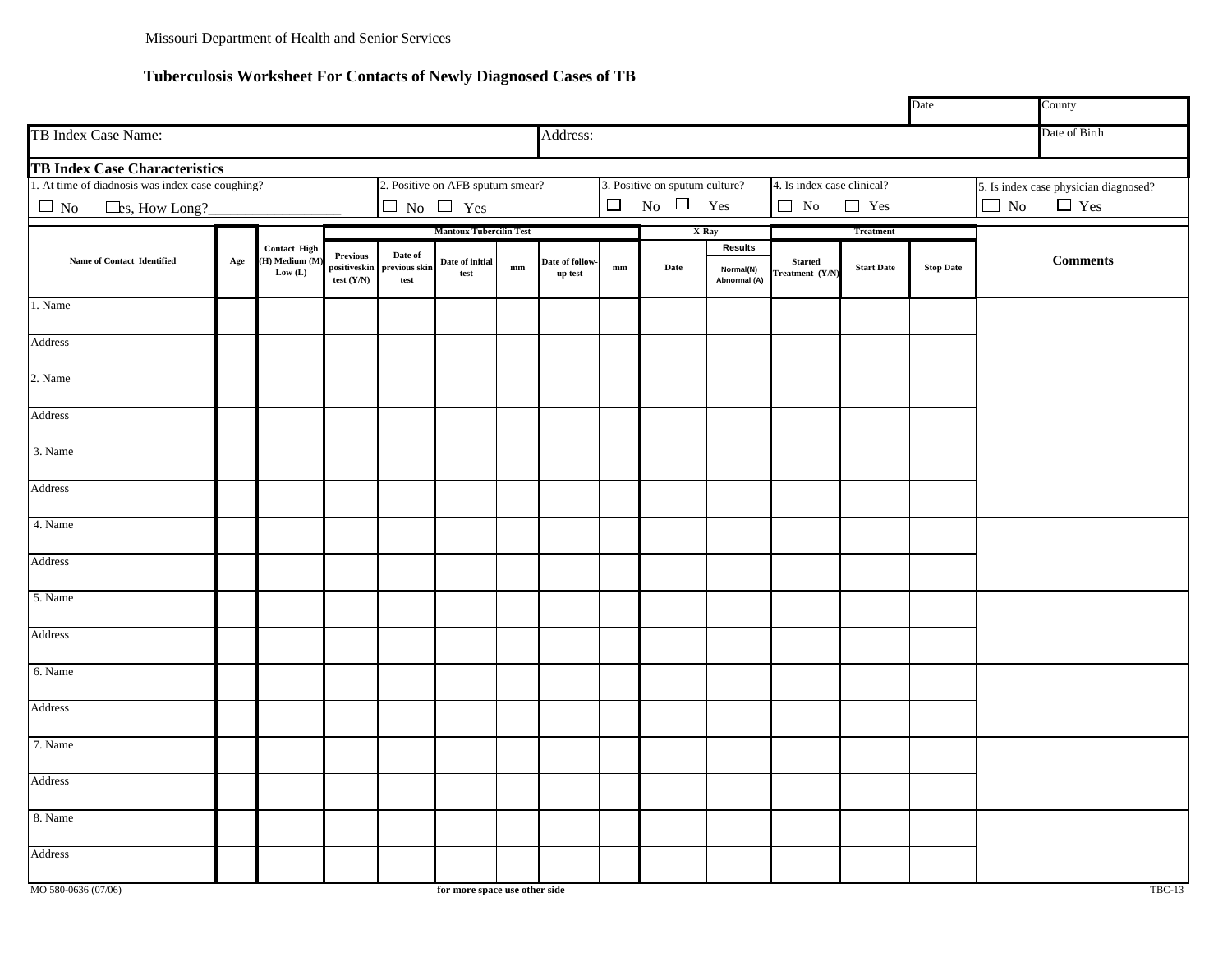Missouri Department of Health and Senior Services

## Tuberculosis Worksheet For Contacts of Newly Diagnosed Cases of TB

| | | Date | County |
|---|---|---|---|
| TB Index Case Name: | Address: | | Date of Birth |

**TB Index Case Characteristics**

| 1. At time of diadnosis was index case coughing? | 2. Positive on AFB sputum smear? | 3. Positive on sputum culture? | 4. Is index case clinical? | 5. Is index case physician diagnosed? |
|---|---|---|---|---|
| ☐ No ☐ es, How Long?__________________ | ☐ No ☐ Yes | ☐ No ☐ Yes | ☐ No ☐ Yes | ☐ No ☐ Yes |

| Name of Contact Identified | Age | Contact High (H) Medium (M) Low (L) | Mantoux Tubercilin Test | | | | | | X-Ray | | Treatment | | | Comments |
|---|---|---|---|---|---|---|---|---|---|---|---|---|---|---|
| | | | Previous positiveskin test (Y/N) | Date of previous skin test | Date of initial test | mm | Date of follow-up test | mm | Date | Results Normal(N) Abnormal (A) | Started Treatment (Y/N) | Start Date | Stop Date | |
| 1. Name | | | | | | | | | | | | | | |
| Address | | | | | | | | | | | | | | |
| 2. Name | | | | | | | | | | | | | | |
| Address | | | | | | | | | | | | | | |
| 3. Name | | | | | | | | | | | | | | |
| Address | | | | | | | | | | | | | | |
| 4. Name | | | | | | | | | | | | | | |
| Address | | | | | | | | | | | | | | |
| 5. Name | | | | | | | | | | | | | | |
| Address | | | | | | | | | | | | | | |
| 6. Name | | | | | | | | | | | | | | |
| Address | | | | | | | | | | | | | | |
| 7. Name | | | | | | | | | | | | | | |
| Address | | | | | | | | | | | | | | |
| 8. Name | | | | | | | | | | | | | | |
| Address | | | | | | | | | | | | | | |

MO 580-0636 (07/06) **for more space use other side** TBC-13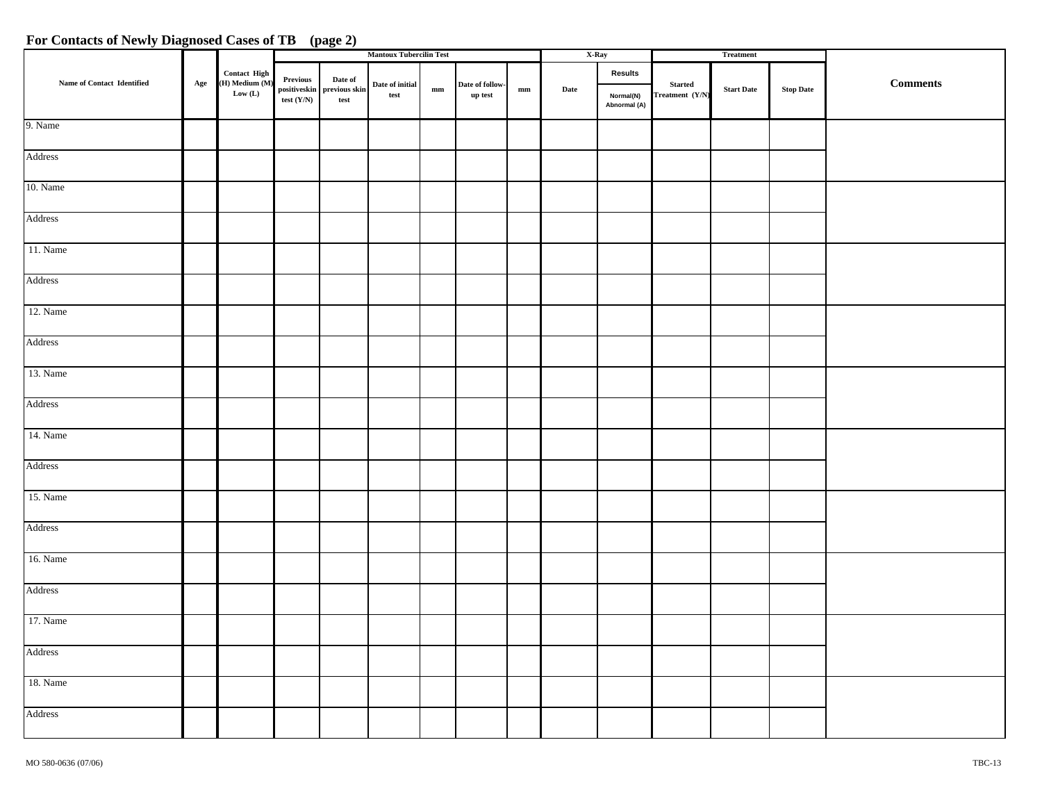## For Contacts of Newly Diagnosed Cases of TB (page 2)

| Name of Contact Identified | Age | Contact High (H) Medium (M) Low (L) | Mantoux Tubercilin Test | | | | | | X-Ray | | Treatment | | | Comments |
|---|---|---|---|---|---|---|---|---|---|---|---|---|---|---|
| | | | Previous positiveskin test (Y/N) | Date of previous skin test | Date of initial test | mm | Date of follow-up test | mm | Date | Results Normal(N) Abnormal (A) | Started Treatment (Y/N) | Start Date | Stop Date | |
| 9. Name | | | | | | | | | | | | | | |
| Address | | | | | | | | | | | | | | |
| 10. Name | | | | | | | | | | | | | | |
| Address | | | | | | | | | | | | | | |
| 11. Name | | | | | | | | | | | | | | |
| Address | | | | | | | | | | | | | | |
| 12. Name | | | | | | | | | | | | | | |
| Address | | | | | | | | | | | | | | |
| 13. Name | | | | | | | | | | | | | | |
| Address | | | | | | | | | | | | | | |
| 14. Name | | | | | | | | | | | | | | |
| Address | | | | | | | | | | | | | | |
| 15. Name | | | | | | | | | | | | | | |
| Address | | | | | | | | | | | | | | |
| 16. Name | | | | | | | | | | | | | | |
| Address | | | | | | | | | | | | | | |
| 17. Name | | | | | | | | | | | | | | |
| Address | | | | | | | | | | | | | | |
| 18. Name | | | | | | | | | | | | | | |
| Address | | | | | | | | | | | | | | |

MO 580-0636 (07/06)

TBC-13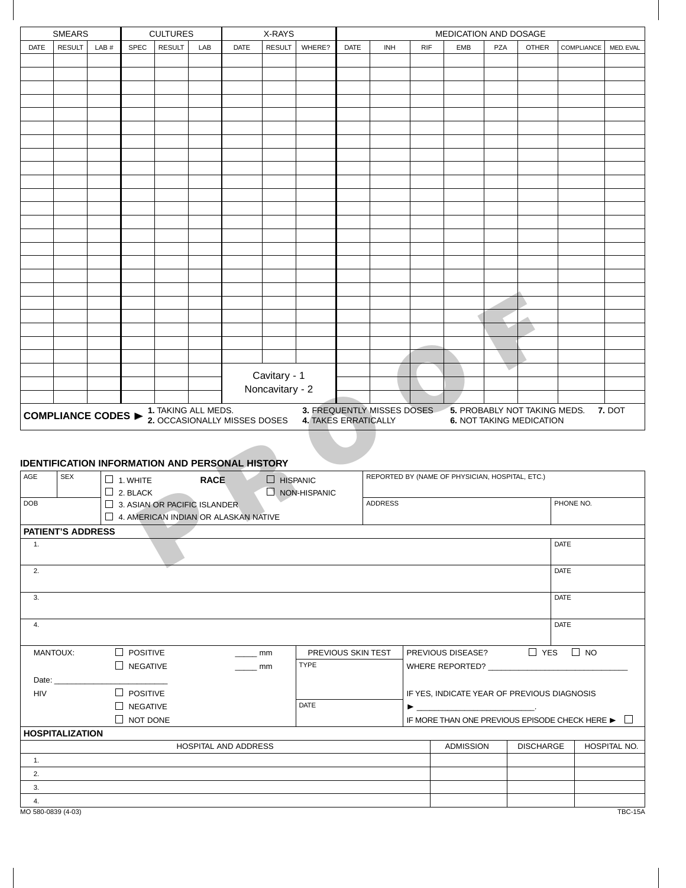| SMEARS | | | CULTURES | | | X-RAYS | | | MEDICATION AND DOSAGE | | | | | | | |
|---|---|---|---|---|---|---|---|---|---|---|---|---|---|---|---|---|
| DATE | RESULT | LAB # | SPEC | RESULT | LAB | DATE | RESULT | WHERE? | DATE | INH | RIF | EMB | PZA | OTHER | COMPLIANCE | MED. EVAL |
| | | | | | | | | | | | | | | | | |
| | | | | | | | | | | | | | | | | |
| | | | | | | | | | | | | | | | | |
| | | | | | | | | | | | | | | | | |
| | | | | | | | | | | | | | | | | |
| | | | | | | | | | | | | | | | | |
| | | | | | | | | | | | | | | | | |
| | | | | | | | | | | | | | | | | |
| | | | | | | | | | | | | | | | | |
| | | | | | | | | | | | | | | | | |
| | | | | | | | | | | | | | | | | |
| | | | | | | | | | | | | | | | | |
| | | | | | | | | | | | | | | | | |
| | | | | | | | | | | | | | | | | |
| | | | | | | | | | | | | | | | | |
| | | | | | | | | | | | | | | | | |
| | | | | | | | | | | | | | | | | |
| | | | | | | | | | | | | | | | | |
| | | | | | | | | | | | | | | | | |
| | | | | | | | | | | | | | | | | |
| | | | | | | | | | | | | | | | | |
| | | | | | | | | | | | | | | | | |
| | | | | | | | | | | | | | | | | |
| | | | | | | Cavitary - 1 Noncavitary - 2 | | | | | | | | | | |
| | | | | | | | | | | | | | | | | |
| | | | | | | | | | | | | | | | | |

**COMPLIANCE CODES ►** **1.** TAKING ALL MEDS. **2.** OCCASIONALLY MISSES DOSES **3.** FREQUENTLY MISSES DOSES **4.** TAKES ERRATICALLY **5.** PROBABLY NOT TAKING MEDS. **6.** NOT TAKING MEDICATION **7.** DOT

PROOF

## IDENTIFICATION INFORMATION AND PERSONAL HISTORY

| AGE | SEX | RACE: ☐ 1. WHITE ☐ 2. BLACK | ☐ HISPANIC ☐ NON-HISPANIC | REPORTED BY (NAME OF PHYSICIAN, HOSPITAL, ETC.) | |
|---|---|---|---|---|---|
| DOB | | ☐ 3. ASIAN OR PACIFIC ISLANDER ☐ 4. AMERICAN INDIAN OR ALASKAN NATIVE | | ADDRESS | PHONE NO. |

**PATIENT'S ADDRESS**

| | |
|---|---|
| 1. | DATE |
| 2. | DATE |
| 3. | DATE |
| 4. | DATE |

| MANTOUX: ☐ POSITIVE _____ mm ☐ NEGATIVE _____ mm Date: _______________ | PREVIOUS SKIN TEST | PREVIOUS DISEASE? ☐ YES ☐ NO |
|---|---|---|
| | TYPE | WHERE REPORTED? _______________ |
| HIV ☐ POSITIVE ☐ NEGATIVE ☐ NOT DONE | DATE | IF YES, INDICATE YEAR OF PREVIOUS DIAGNOSIS ► _______________. IF MORE THAN ONE PREVIOUS EPISODE CHECK HERE ► ☐ |

**HOSPITALIZATION**

| | HOSPITAL AND ADDRESS | ADMISSION | DISCHARGE | HOSPITAL NO. |
|---|---|---|---|---|
| 1. | | | | |
| 2. | | | | |
| 3. | | | | |
| 4. | | | | |

MO 580-0839 (4-03) TBC-15A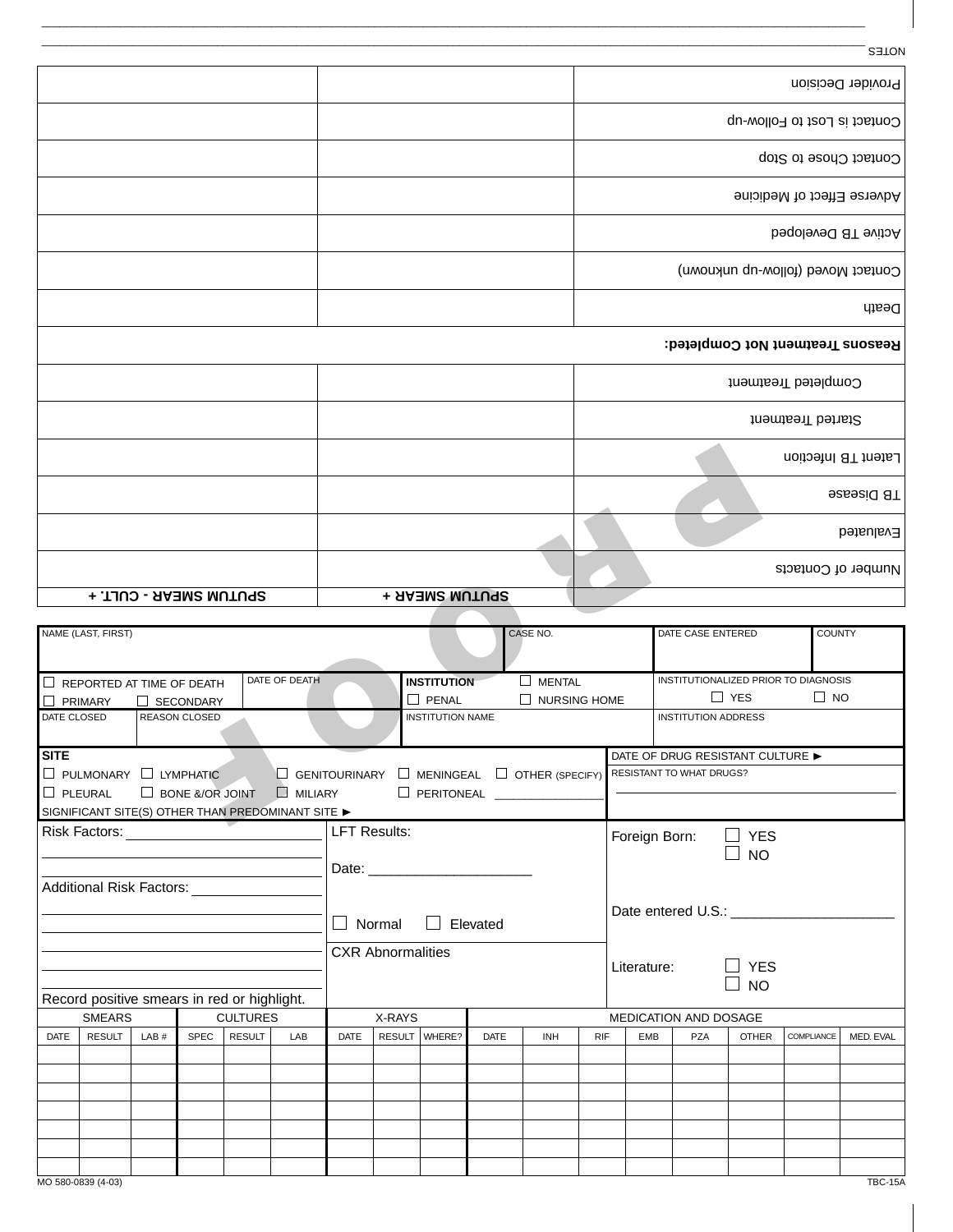NOTES

| | SPUTUM SMEAR + | SPUTUM SMEAR - CULT. + |
|---|---|---|
| Number of Contacts | | |
| Evaluated | | |
| TB Disease | | |
| Latent TB Infection | | |
| Started Treatment | | |
| Completed Treatment | | |
| **Reasons Treatment Not Completed:** | | |
| Death | | |
| Contact Moved (follow-up unknown) | | |
| Active TB Developed | | |
| Adverse Effect of Medicine | | |
| Contact Chose to Stop | | |
| Contact is Lost to Follow-up | | |
| Provider Decision | | |

| NAME (LAST, FIRST) | CASE NO. | DATE CASE ENTERED | COUNTY |
|---|---|---|---|
| | | | |

| ☐ REPORTED AT TIME OF DEATH ☐ PRIMARY ☐ SECONDARY | DATE OF DEATH | **INSTITUTION** ☐ MENTAL ☐ PENAL ☐ NURSING HOME | INSTITUTIONALIZED PRIOR TO DIAGNOSIS ☐ YES ☐ NO |
|---|---|---|---|
| DATE CLOSED | REASON CLOSED | INSTITUTION NAME | INSTITUTION ADDRESS |

**SITE**
☐ PULMONARY ☐ LYMPHATIC ☐ GENITOURINARY ☐ MENINGEAL ☐ OTHER (SPECIFY)
☐ PLEURAL ☐ BONE &/OR JOINT ☐ MILIARY ☐ PERITONEAL ________________
SIGNIFICANT SITE(S) OTHER THAN PREDOMINANT SITE ►

DATE OF DRUG RESISTANT CULTURE ►
RESISTANT TO WHAT DRUGS?
________________________________

Risk Factors: ________________________
________________________________
Additional Risk Factors: ________________
________________________________
________________________________
________________________________
Record positive smears in red or highlight.

LFT Results:

Date: _____________________

☐ Normal ☐ Elevated

CXR Abnormalities

Foreign Born: ☐ YES ☐ NO

Date entered U.S.: _____________________

Literature: ☐ YES ☐ NO

| SMEARS | | | CULTURES | | | X-RAYS | | | MEDICATION AND DOSAGE | | | | | | | |
|---|---|---|---|---|---|---|---|---|---|---|---|---|---|---|---|---|
| DATE | RESULT | LAB # | SPEC | RESULT | LAB | DATE | RESULT | WHERE? | DATE | INH | RIF | EMB | PZA | OTHER | COMPLIANCE | MED. EVAL |
| | | | | | | | | | | | | | | | | |
| | | | | | | | | | | | | | | | | |
| | | | | | | | | | | | | | | | | |
| | | | | | | | | | | | | | | | | |
| | | | | | | | | | | | | | | | | |
| | | | | | | | | | | | | | | | | |
| | | | | | | | | | | | | | | | | |

MO 580-0839 (4-03) TBC-15A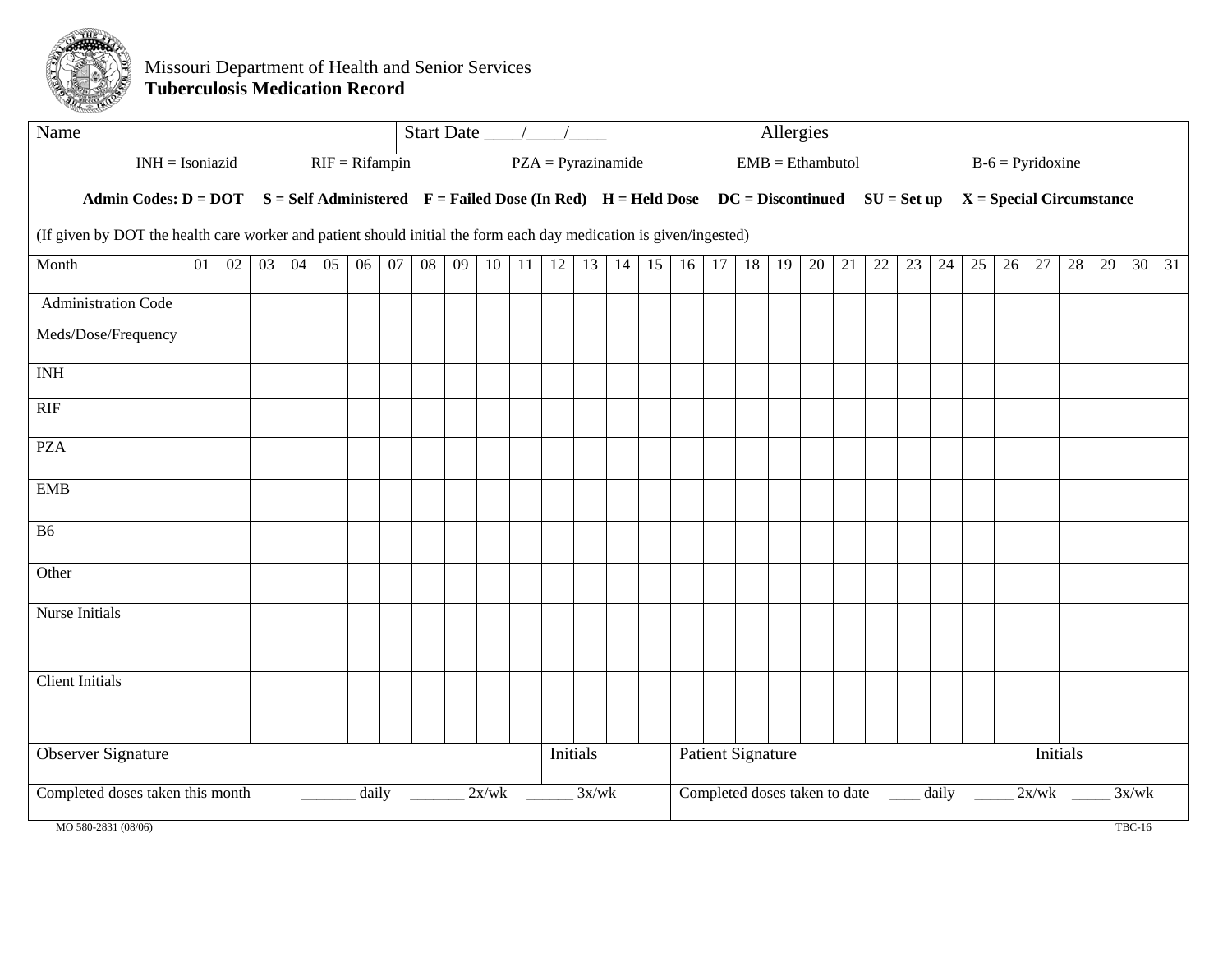Missouri Department of Health and Senior Services
**Tuberculosis Medication Record**

| Name | Start Date ____/____/____ | Allergies |
|---|---|---|

INH = Isoniazid  RIF = Rifampin  PZA = Pyrazinamide  EMB = Ethambutol  B-6 = Pyridoxine

**Admin Codes: D = DOT  S = Self Administered  F = Failed Dose (In Red)  H = Held Dose  DC = Discontinued  SU = Set up  X = Special Circumstance**

(If given by DOT the health care worker and patient should initial the form each day medication is given/ingested)

| Month | 01 | 02 | 03 | 04 | 05 | 06 | 07 | 08 | 09 | 10 | 11 | 12 | 13 | 14 | 15 | 16 | 17 | 18 | 19 | 20 | 21 | 22 | 23 | 24 | 25 | 26 | 27 | 28 | 29 | 30 | 31 |
|---|---|---|---|---|---|---|---|---|---|---|---|---|---|---|---|---|---|---|---|---|---|---|---|---|---|---|---|---|---|---|---|
| Administration Code | | | | | | | | | | | | | | | | | | | | | | | | | | | | | | | |
| Meds/Dose/Frequency | | | | | | | | | | | | | | | | | | | | | | | | | | | | | | | |
| INH | | | | | | | | | | | | | | | | | | | | | | | | | | | | | | | |
| RIF | | | | | | | | | | | | | | | | | | | | | | | | | | | | | | | |
| PZA | | | | | | | | | | | | | | | | | | | | | | | | | | | | | | | |
| EMB | | | | | | | | | | | | | | | | | | | | | | | | | | | | | | | |
| B6 | | | | | | | | | | | | | | | | | | | | | | | | | | | | | | | |
| Other | | | | | | | | | | | | | | | | | | | | | | | | | | | | | | | |
| Nurse Initials | | | | | | | | | | | | | | | | | | | | | | | | | | | | | | | |
| Client Initials | | | | | | | | | | | | | | | | | | | | | | | | | | | | | | | |

| Observer Signature | Initials | Patient Signature | Initials |
|---|---|---|---|
| Completed doses taken this month _______ daily _______ 2x/wk ______ 3x/wk | | Completed doses taken to date ____ daily _____ 2x/wk _____ 3x/wk | |

MO 580-2831 (08/06)  TBC-16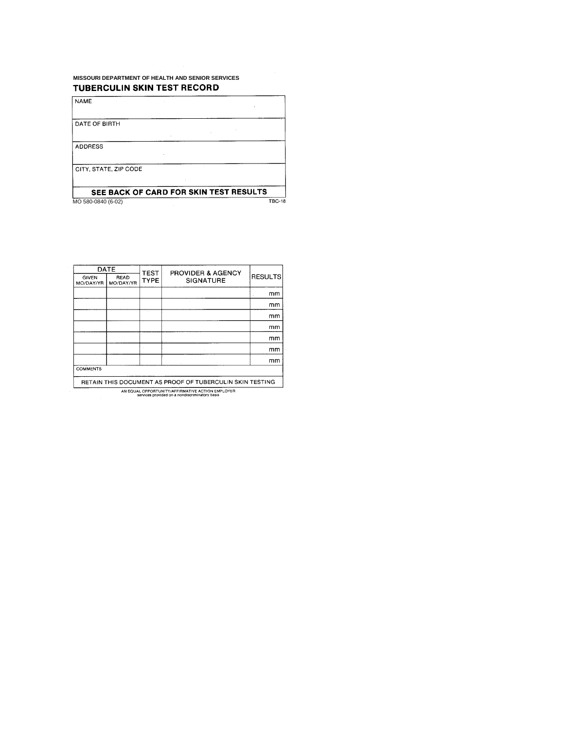MISSOURI DEPARTMENT OF HEALTH AND SENIOR SERVICES

## TUBERCULIN SKIN TEST RECORD

| NAME |
|---|
| DATE OF BIRTH |
| ADDRESS |
| CITY, STATE, ZIP CODE |
| **SEE BACK OF CARD FOR SKIN TEST RESULTS** |

MO 580-0840 (6-02) TBC-18

| DATE | | TEST TYPE | PROVIDER & AGENCY SIGNATURE | RESULTS |
|---|---|---|---|---|
| GIVEN MO/DAY/YR | READ MO/DAY/YR | | | |
| | | | | mm |
| | | | | mm |
| | | | | mm |
| | | | | mm |
| | | | | mm |
| | | | | mm |
| | | | | mm |
| COMMENTS | | | | |
| RETAIN THIS DOCUMENT AS PROOF OF TUBERCULIN SKIN TESTING | | | | |

AN EQUAL OPPORTUNITY/AFFIRMATIVE ACTION EMPLOYER
services provided on a nondiscriminatory basis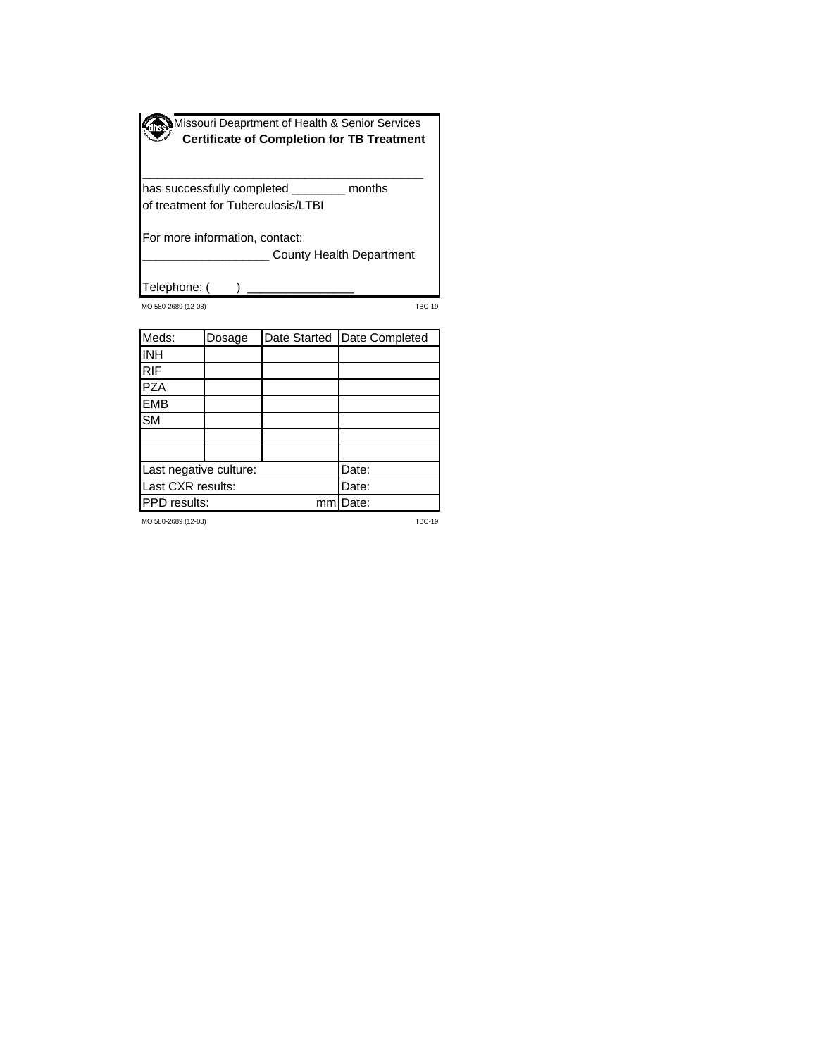Missouri Deaprtment of Health & Senior Services

**Certificate of Completion for TB Treatment**

__________________________________________

has successfully completed ________ months of treatment for Tuberculosis/LTBI

For more information, contact:

___________________ County Health Department

Telephone: (     ) ________________

MO 580-2689 (12-03) TBC-19

| Meds: | Dosage | Date Started | Date Completed |
|---|---|---|---|
| INH | | | |
| RIF | | | |
| PZA | | | |
| EMB | | | |
| SM | | | |
| | | | |
| | | | |
| Last negative culture: | | | Date: |
| Last CXR results: | | | Date: |
| PPD results: | | mm | Date: |

MO 580-2689 (12-03) TBC-19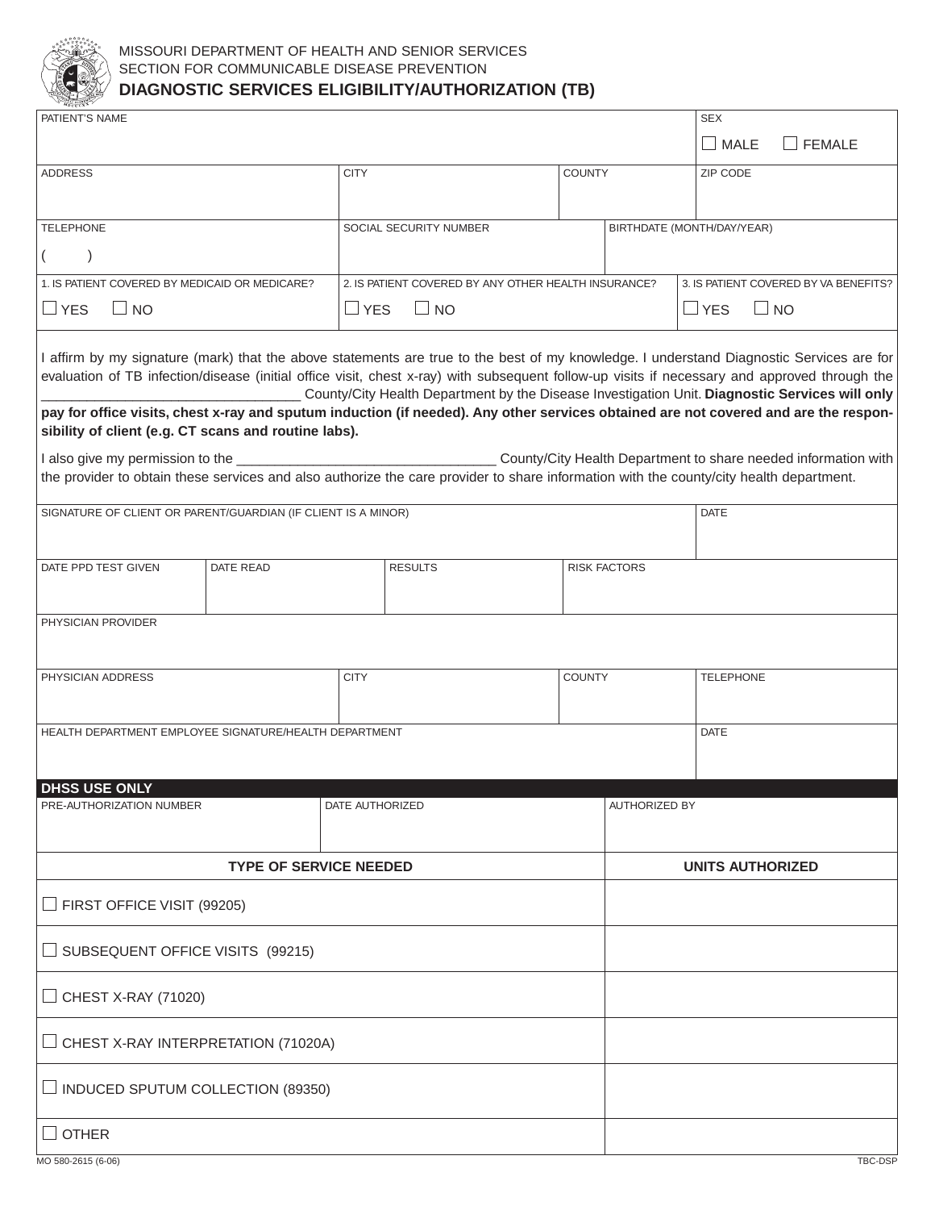MISSOURI DEPARTMENT OF HEALTH AND SENIOR SERVICES
SECTION FOR COMMUNICABLE DISEASE PREVENTION

# DIAGNOSTIC SERVICES ELIGIBILITY/AUTHORIZATION (TB)

| PATIENT'S NAME | | | SEX ☐ MALE ☐ FEMALE |
|---|---|---|---|
| ADDRESS | CITY | COUNTY | ZIP CODE |
| TELEPHONE ( ) | SOCIAL SECURITY NUMBER | BIRTHDATE (MONTH/DAY/YEAR) | |
| 1. IS PATIENT COVERED BY MEDICAID OR MEDICARE? ☐ YES ☐ NO | 2. IS PATIENT COVERED BY ANY OTHER HEALTH INSURANCE? ☐ YES ☐ NO | 3. IS PATIENT COVERED BY VA BENEFITS? ☐ YES ☐ NO | |

I affirm by my signature (mark) that the above statements are true to the best of my knowledge. I understand Diagnostic Services are for evaluation of TB infection/disease (initial office visit, chest x-ray) with subsequent follow-up visits if necessary and approved through the _________________________________ County/City Health Department by the Disease Investigation Unit. **Diagnostic Services will only pay for office visits, chest x-ray and sputum induction (if needed). Any other services obtained are not covered and are the responsibility of client (e.g. CT scans and routine labs).**

I also give my permission to the _________________________________ County/City Health Department to share needed information with the provider to obtain these services and also authorize the care provider to share information with the county/city health department.

| SIGNATURE OF CLIENT OR PARENT/GUARDIAN (IF CLIENT IS A MINOR) | | | DATE |
|---|---|---|---|
| DATE PPD TEST GIVEN | DATE READ | RESULTS | RISK FACTORS |
| PHYSICIAN PROVIDER | | | |
| PHYSICIAN ADDRESS | CITY | COUNTY | TELEPHONE |
| HEALTH DEPARTMENT EMPLOYEE SIGNATURE/HEALTH DEPARTMENT | | | DATE |

**DHSS USE ONLY**

| PRE-AUTHORIZATION NUMBER | DATE AUTHORIZED | AUTHORIZED BY |
|---|---|---|
| | | |

| TYPE OF SERVICE NEEDED | UNITS AUTHORIZED |
|---|---|
| ☐ FIRST OFFICE VISIT (99205) | |
| ☐ SUBSEQUENT OFFICE VISITS (99215) | |
| ☐ CHEST X-RAY (71020) | |
| ☐ CHEST X-RAY INTERPRETATION (71020A) | |
| ☐ INDUCED SPUTUM COLLECTION (89350) | |
| ☐ OTHER | |

MO 580-2615 (6-06) TBC-DSP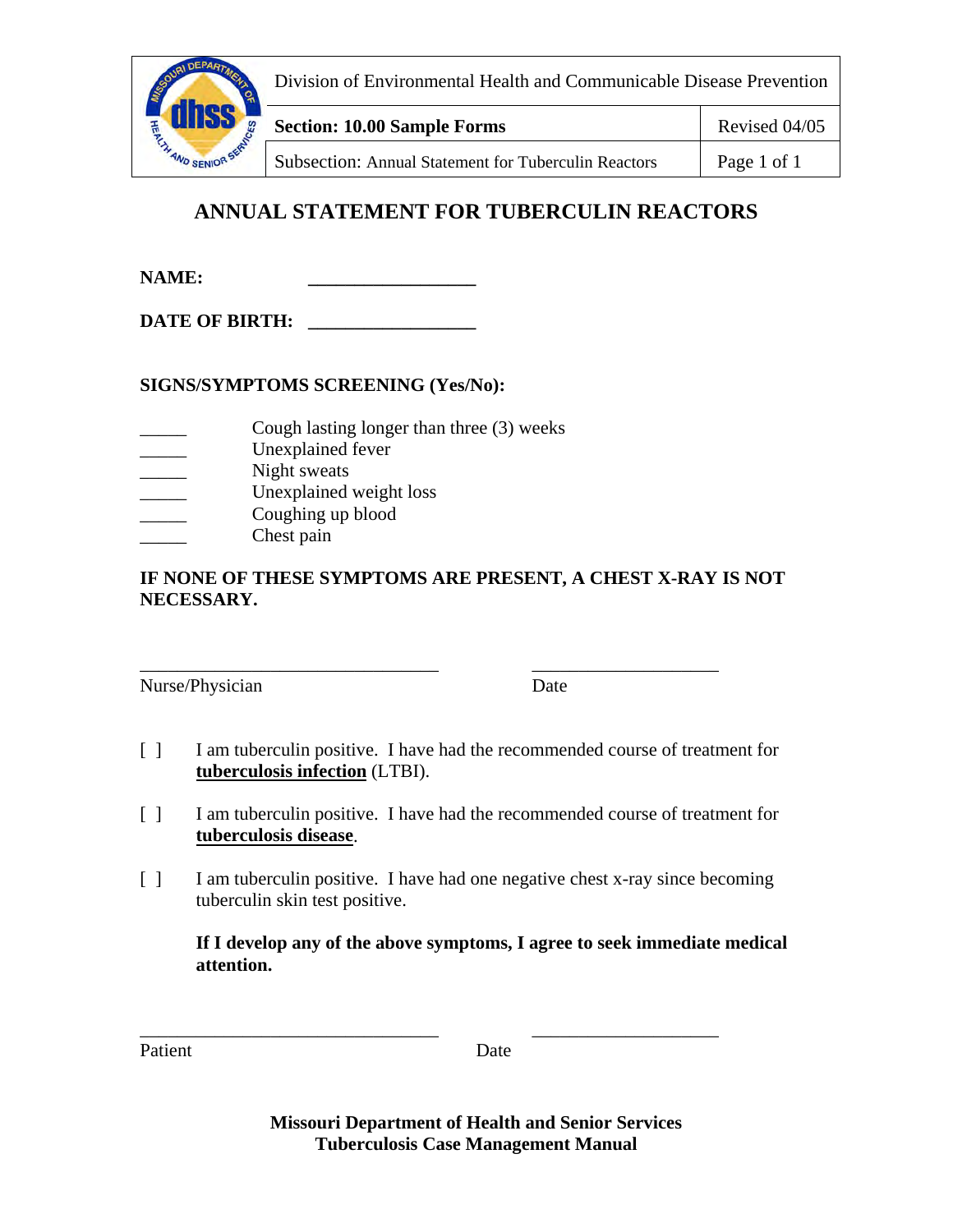| Division of Environmental Health and Communicable Disease Prevention | |
|---|---|
| **Section: 10.00 Sample Forms** | Revised 04/05 |
| Subsection: Annual Statement for Tuberculin Reactors | Page 1 of 1 |

# ANNUAL STATEMENT FOR TUBERCULIN REACTORS

**NAME:** ________________

**DATE OF BIRTH:** ________________

**SIGNS/SYMPTOMS SCREENING (Yes/No):**

_____ Cough lasting longer than three (3) weeks
_____ Unexplained fever
_____ Night sweats
_____ Unexplained weight loss
_____ Coughing up blood
_____ Chest pain

**IF NONE OF THESE SYMPTOMS ARE PRESENT, A CHEST X-RAY IS NOT NECESSARY.**

________________________________ ____________________
Nurse/Physician Date

[ ] I am tuberculin positive. I have had the recommended course of treatment for **tuberculosis infection** (LTBI).

[ ] I am tuberculin positive. I have had the recommended course of treatment for **tuberculosis disease**.

[ ] I am tuberculin positive. I have had one negative chest x-ray since becoming tuberculin skin test positive.

**If I develop any of the above symptoms, I agree to seek immediate medical attention.**

________________________________ ____________________
Patient Date

**Missouri Department of Health and Senior Services**
**Tuberculosis Case Management Manual**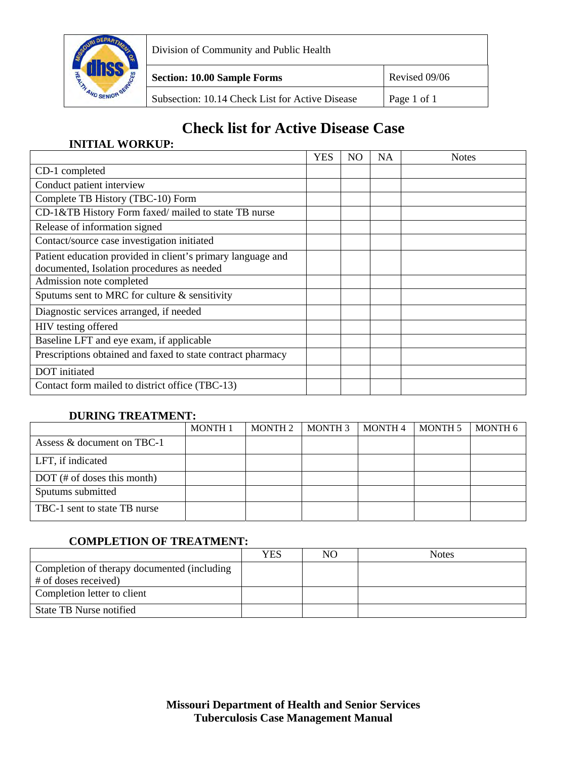| | |
|---|---|
| Division of Community and Public Health | |
| **Section: 10.00 Sample Forms** | Revised 09/06 |
| Subsection: 10.14 Check List for Active Disease | |

# Check list for Active Disease Case

**INITIAL WORKUP:**

| | YES | NO | NA | Notes |
|---|---|---|---|---|
| CD-1 completed | | | | |
| Conduct patient interview | | | | |
| Complete TB History (TBC-10) Form | | | | |
| CD-1&TB History Form faxed/ mailed to state TB nurse | | | | |
| Release of information signed | | | | |
| Contact/source case investigation initiated | | | | |
| Patient education provided in client's primary language and documented, Isolation procedures as needed | | | | |
| Admission note completed | | | | |
| Sputums sent to MRC for culture & sensitivity | | | | |
| Diagnostic services arranged, if needed | | | | |
| HIV testing offered | | | | |
| Baseline LFT and eye exam, if applicable | | | | |
| Prescriptions obtained and faxed to state contract pharmacy | | | | |
| DOT initiated | | | | |
| Contact form mailed to district office (TBC-13) | | | | |

**DURING TREATMENT:**

| | MONTH 1 | MONTH 2 | MONTH 3 | MONTH 4 | MONTH 5 | MONTH 6 |
|---|---|---|---|---|---|---|
| Assess & document on TBC-1 | | | | | | |
| LFT, if indicated | | | | | | |
| DOT (# of doses this month) | | | | | | |
| Sputums submitted | | | | | | |
| TBC-1 sent to state TB nurse | | | | | | |

**COMPLETION OF TREATMENT:**

| | YES | NO | Notes |
|---|---|---|---|
| Completion of therapy documented (including # of doses received) | | | |
| Completion letter to client | | | |
| State TB Nurse notified | | | |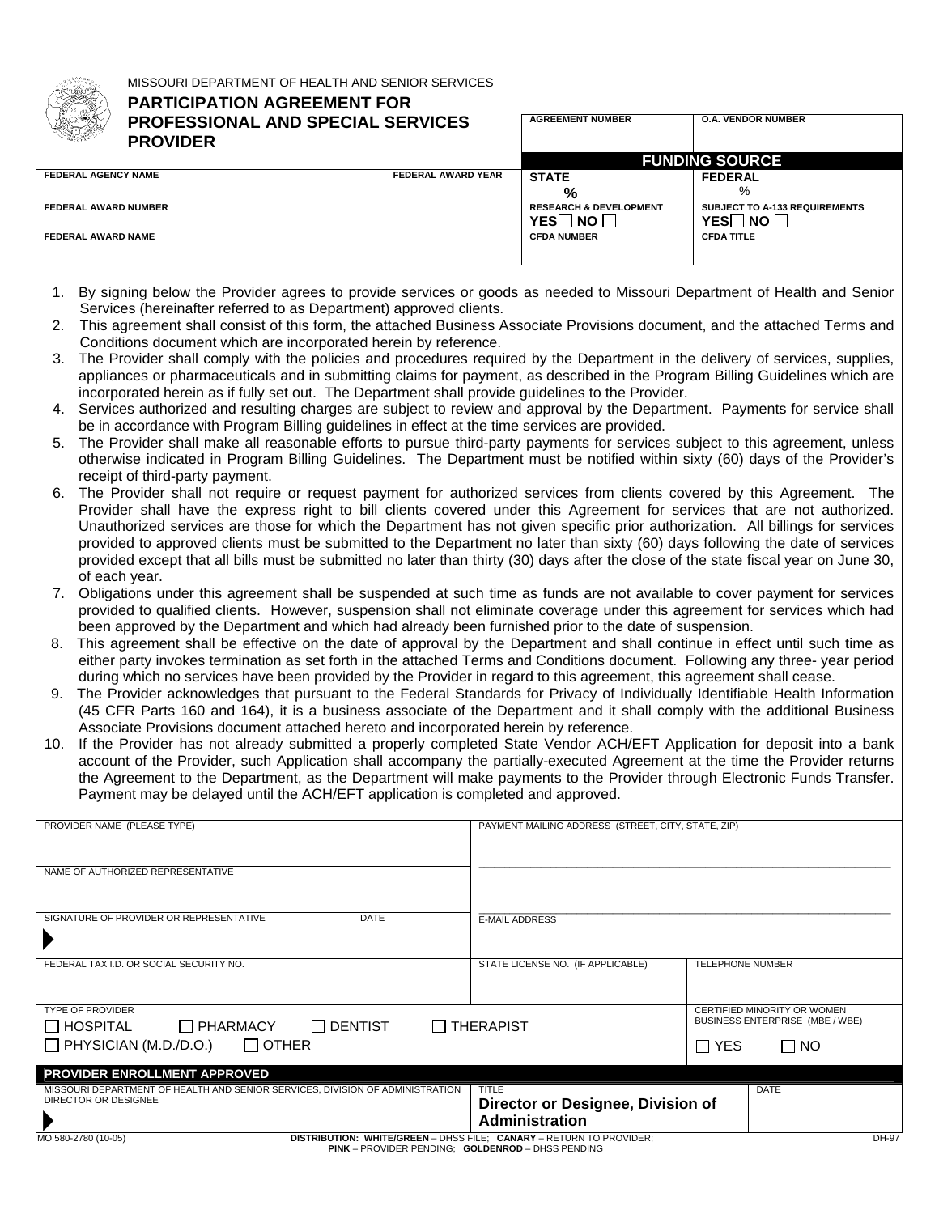MISSOURI DEPARTMENT OF HEALTH AND SENIOR SERVICES

# PARTICIPATION AGREEMENT FOR PROFESSIONAL AND SPECIAL SERVICES PROVIDER

| AGREEMENT NUMBER | O.A. VENDOR NUMBER |
|---|---|
| | |

| FEDERAL AGENCY NAME | FEDERAL AWARD YEAR | FUNDING SOURCE | |
|---|---|---|---|
| | | STATE % | FEDERAL % |
| FEDERAL AWARD NUMBER | | RESEARCH & DEVELOPMENT YES ☐ NO ☐ | SUBJECT TO A-133 REQUIREMENTS YES ☐ NO ☐ |
| FEDERAL AWARD NAME | | CFDA NUMBER | CFDA TITLE |

1. By signing below the Provider agrees to provide services or goods as needed to Missouri Department of Health and Senior Services (hereinafter referred to as Department) approved clients.
2. This agreement shall consist of this form, the attached Business Associate Provisions document, and the attached Terms and Conditions document which are incorporated herein by reference.
3. The Provider shall comply with the policies and procedures required by the Department in the delivery of services, supplies, appliances or pharmaceuticals and in submitting claims for payment, as described in the Program Billing Guidelines which are incorporated herein as if fully set out. The Department shall provide guidelines to the Provider.
4. Services authorized and resulting charges are subject to review and approval by the Department. Payments for service shall be in accordance with Program Billing guidelines in effect at the time services are provided.
5. The Provider shall make all reasonable efforts to pursue third-party payments for services subject to this agreement, unless otherwise indicated in Program Billing Guidelines. The Department must be notified within sixty (60) days of the Provider's receipt of third-party payment.
6. The Provider shall not require or request payment for authorized services from clients covered by this Agreement. The Provider shall have the express right to bill clients covered under this Agreement for services that are not authorized. Unauthorized services are those for which the Department has not given specific prior authorization. All billings for services provided to approved clients must be submitted to the Department no later than sixty (60) days following the date of services provided except that all bills must be submitted no later than thirty (30) days after the close of the state fiscal year on June 30, of each year.
7. Obligations under this agreement shall be suspended at such time as funds are not available to cover payment for services provided to qualified clients. However, suspension shall not eliminate coverage under this agreement for services which had been approved by the Department and which had already been furnished prior to the date of suspension.
8. This agreement shall be effective on the date of approval by the Department and shall continue in effect until such time as either party invokes termination as set forth in the attached Terms and Conditions document. Following any three- year period during which no services have been provided by the Provider in regard to this agreement, this agreement shall cease.
9. The Provider acknowledges that pursuant to the Federal Standards for Privacy of Individually Identifiable Health Information (45 CFR Parts 160 and 164), it is a business associate of the Department and it shall comply with the additional Business Associate Provisions document attached hereto and incorporated herein by reference.
10. If the Provider has not already submitted a properly completed State Vendor ACH/EFT Application for deposit into a bank account of the Provider, such Application shall accompany the partially-executed Agreement at the time the Provider returns the Agreement to the Department, as the Department will make payments to the Provider through Electronic Funds Transfer. Payment may be delayed until the ACH/EFT application is completed and approved.

| PROVIDER NAME (PLEASE TYPE) | PAYMENT MAILING ADDRESS (STREET, CITY, STATE, ZIP) | |
|---|---|---|
| NAME OF AUTHORIZED REPRESENTATIVE | | |
| SIGNATURE OF PROVIDER OR REPRESENTATIVE DATE | E-MAIL ADDRESS | |
| FEDERAL TAX I.D. OR SOCIAL SECURITY NO. | STATE LICENSE NO. (IF APPLICABLE) | TELEPHONE NUMBER |
| TYPE OF PROVIDER<br>☐ HOSPITAL ☐ PHARMACY ☐ DENTIST ☐ THERAPIST<br>☐ PHYSICIAN (M.D./D.O.) ☐ OTHER | | CERTIFIED MINORITY OR WOMEN BUSINESS ENTERPRISE (MBE / WBE)<br>☐ YES ☐ NO |

**PROVIDER ENROLLMENT APPROVED**

| MISSOURI DEPARTMENT OF HEALTH AND SENIOR SERVICES, DIVISION OF ADMINISTRATION DIRECTOR OR DESIGNEE | TITLE | DATE |
|---|---|---|
| | **Director or Designee, Division of Administration** | |

MO 580-2780 (10-05) DISTRIBUTION: WHITE/GREEN – DHSS FILE; CANARY – RETURN TO PROVIDER; PINK – PROVIDER PENDING; GOLDENROD – DHSS PENDING DH-97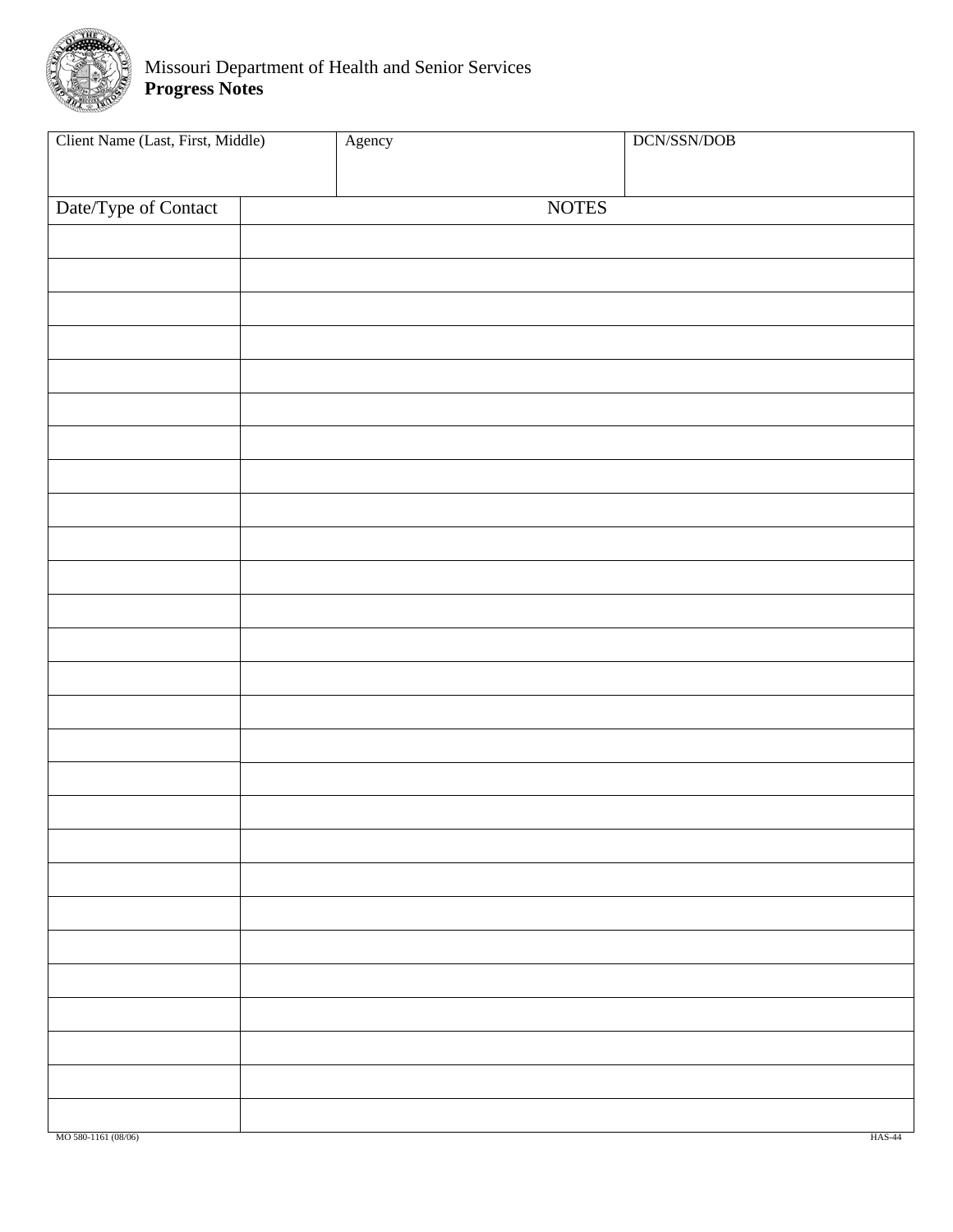Missouri Department of Health and Senior Services
**Progress Notes**

| Client Name (Last, First, Middle) | Agency | DCN/SSN/DOB |
|---|---|---|
| | | |

| Date/Type of Contact | NOTES |
|---|---|
| | |
| | |
| | |
| | |
| | |
| | |
| | |
| | |
| | |
| | |
| | |
| | |
| | |
| | |
| | |
| | |
| | |
| | |
| | |
| | |
| | |
| | |
| | |
| | |
| | |
| | |
| | |

MO 580-1161 (08/06) HAS-44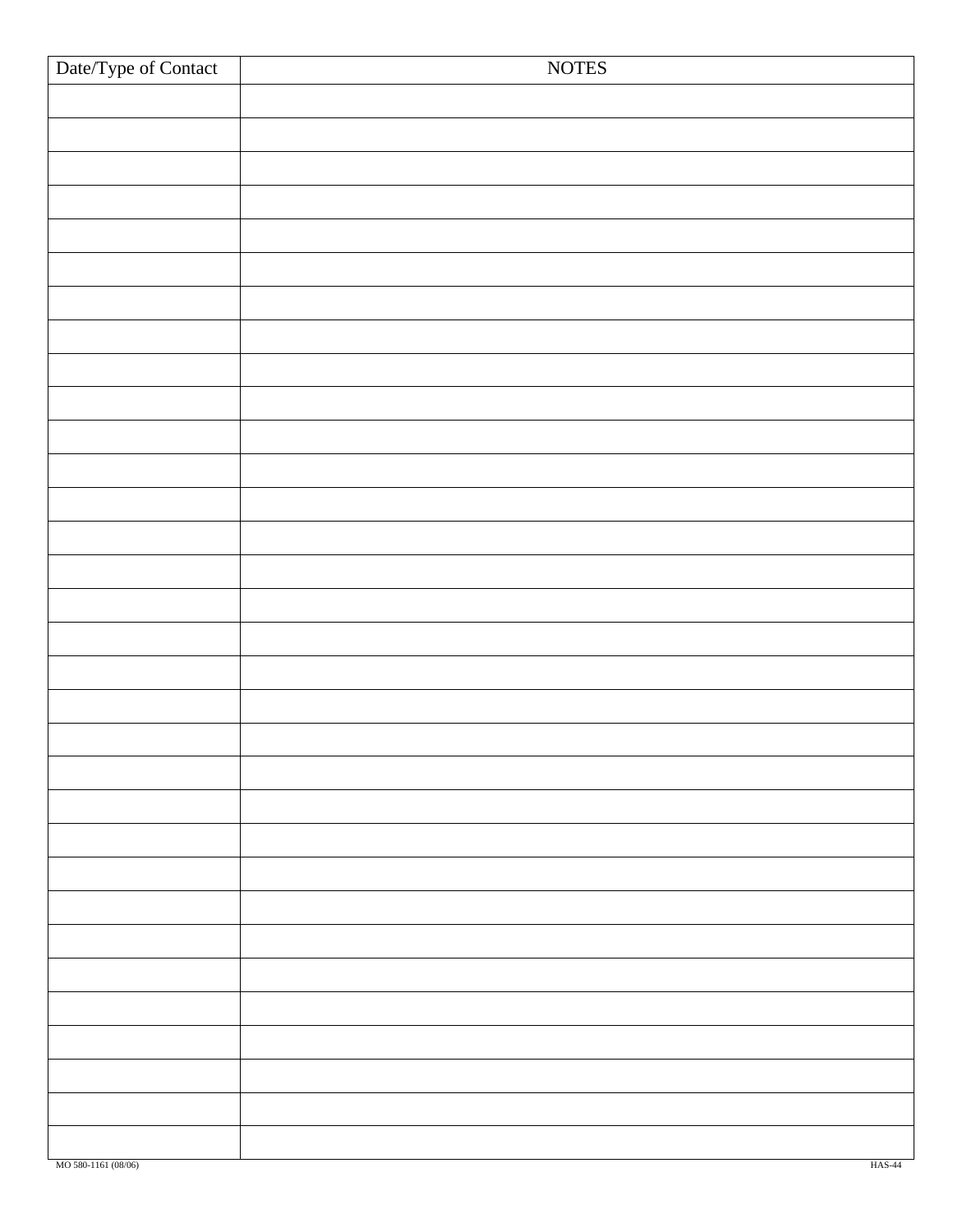| Date/Type of Contact | NOTES |
|---|---|
| | |
| | |
| | |
| | |
| | |
| | |
| | |
| | |
| | |
| | |
| | |
| | |
| | |
| | |
| | |
| | |
| | |
| | |
| | |
| | |
| | |
| | |
| | |
| | |
| | |
| | |
| | |
| | |
| | |
| | |
| | |
| | |

MO 580-1161 (08/06) HAS-44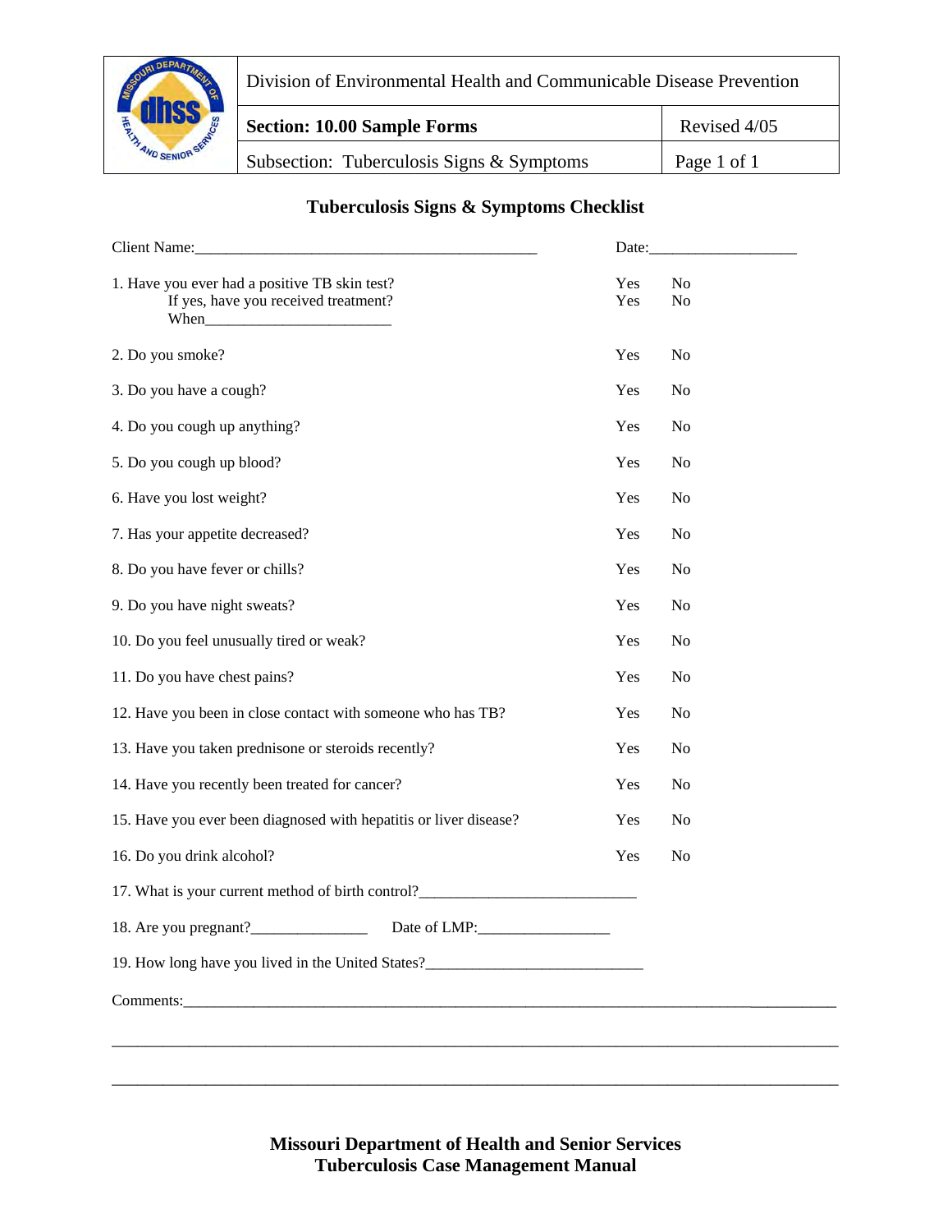Division of Environmental Health and Communicable Disease Prevention

**Section: 10.00 Sample Forms** | Revised 4/05

Subsection: Tuberculosis Signs & Symptoms

## Tuberculosis Signs & Symptoms Checklist

Client Name:\_\_\_\_\_\_\_\_\_\_\_\_\_\_\_\_\_\_\_\_\_\_\_\_\_\_\_\_\_\_\_\_\_\_\_\_\_\_\_\_\_\_\_\_ Date:\_\_\_\_\_\_\_\_\_\_\_\_\_\_\_\_\_\_\_

1. Have you ever had a positive TB skin test? Yes No
   If yes, have you received treatment? Yes No
   When\_\_\_\_\_\_\_\_\_\_\_\_\_\_\_\_\_\_\_\_\_\_\_\_

2. Do you smoke? Yes No

3. Do you have a cough? Yes No

4. Do you cough up anything? Yes No

5. Do you cough up blood? Yes No

6. Have you lost weight? Yes No

7. Has your appetite decreased? Yes No

8. Do you have fever or chills? Yes No

9. Do you have night sweats? Yes No

10. Do you feel unusually tired or weak? Yes No

11. Do you have chest pains? Yes No

12. Have you been in close contact with someone who has TB? Yes No

13. Have you taken prednisone or steroids recently? Yes No

14. Have you recently been treated for cancer? Yes No

15. Have you ever been diagnosed with hepatitis or liver disease? Yes No

16. Do you drink alcohol? Yes No

17. What is your current method of birth control?\_\_\_\_\_\_\_\_\_\_\_\_\_\_\_\_\_\_\_\_\_\_\_\_\_\_\_\_

18. Are you pregnant?\_\_\_\_\_\_\_\_\_\_\_\_\_\_\_ Date of LMP:\_\_\_\_\_\_\_\_\_\_\_\_\_\_\_\_\_

19. How long have you lived in the United States?\_\_\_\_\_\_\_\_\_\_\_\_\_\_\_\_\_\_\_\_\_\_\_\_\_\_\_\_

Comments:\_\_\_\_\_\_\_\_\_\_\_\_\_\_\_\_\_\_\_\_\_\_\_\_\_\_\_\_\_\_\_\_\_\_\_\_\_\_\_\_\_\_\_\_\_\_\_\_\_\_\_\_\_\_\_\_\_\_\_\_\_\_\_\_\_\_\_\_\_\_\_\_\_\_\_\_\_\_\_\_

\_\_\_\_\_\_\_\_\_\_\_\_\_\_\_\_\_\_\_\_\_\_\_\_\_\_\_\_\_\_\_\_\_\_\_\_\_\_\_\_\_\_\_\_\_\_\_\_\_\_\_\_\_\_\_\_\_\_\_\_\_\_\_\_\_\_\_\_\_\_\_\_\_\_\_\_\_\_\_\_\_\_\_\_\_\_\_\_\_\_

\_\_\_\_\_\_\_\_\_\_\_\_\_\_\_\_\_\_\_\_\_\_\_\_\_\_\_\_\_\_\_\_\_\_\_\_\_\_\_\_\_\_\_\_\_\_\_\_\_\_\_\_\_\_\_\_\_\_\_\_\_\_\_\_\_\_\_\_\_\_\_\_\_\_\_\_\_\_\_\_\_\_\_\_\_\_\_\_\_\_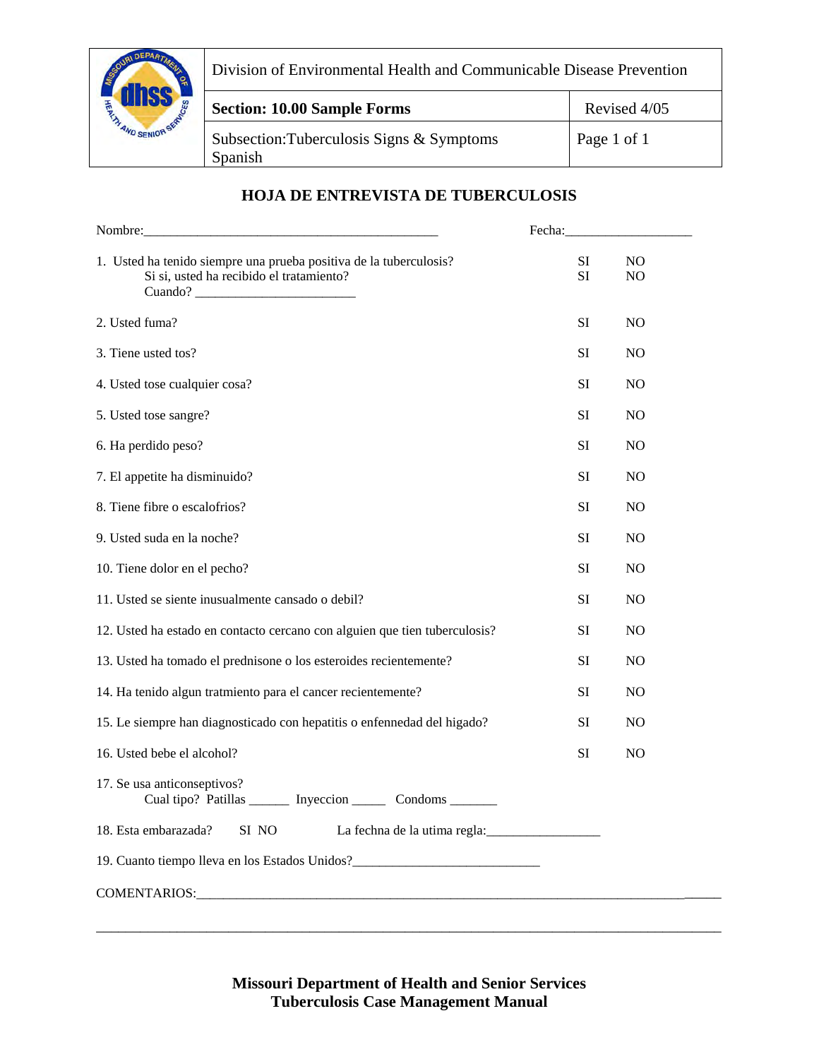| | | |
|---|---|---|
| | Division of Environmental Health and Communicable Disease Prevention | |
| | **Section: 10.00 Sample Forms** | Revised 4/05 |
| | Subsection:Tuberculosis Signs & Symptoms Spanish | Page 1 of 1 |

## HOJA DE ENTREVISTA DE TUBERCULOSIS

Nombre:_____________________________________________ Fecha:___________________

1. Usted ha tenido siempre una prueba positiva de la tuberculosis? SI NO
   Si si, usted ha recibido el tratamiento? SI NO
   Cuando? ________________________

2. Usted fuma? SI NO

3. Tiene usted tos? SI NO

4. Usted tose cualquier cosa? SI NO

5. Usted tose sangre? SI NO

6. Ha perdido peso? SI NO

7. El appetite ha disminuido? SI NO

8. Tiene fibre o escalofrios? SI NO

9. Usted suda en la noche? SI NO

10. Tiene dolor en el pecho? SI NO

11. Usted se siente inusualmente cansado o debil? SI NO

12. Usted ha estado en contacto cercano con alguien que tien tuberculosis? SI NO

13. Usted ha tomado el prednisone o los esteroides recientemente? SI NO

14. Ha tenido algun tratmiento para el cancer recientemente? SI NO

15. Le siempre han diagnosticado con hepatitis o enfennedad del higado? SI NO

16. Usted bebe el alcohol? SI NO

17. Se usa anticonseptivos?
    Cual tipo? Patillas ______ Inyeccion _____ Condoms _______

18. Esta embarazada? SI NO La fechna de la utima regla:_________________

19. Cuanto tiempo lleva en los Estados Unidos?____________________________

COMENTARIOS:_____________________________________________________________________________

_____________________________________________________________________________________________

**Missouri Department of Health and Senior Services**
**Tuberculosis Case Management Manual**